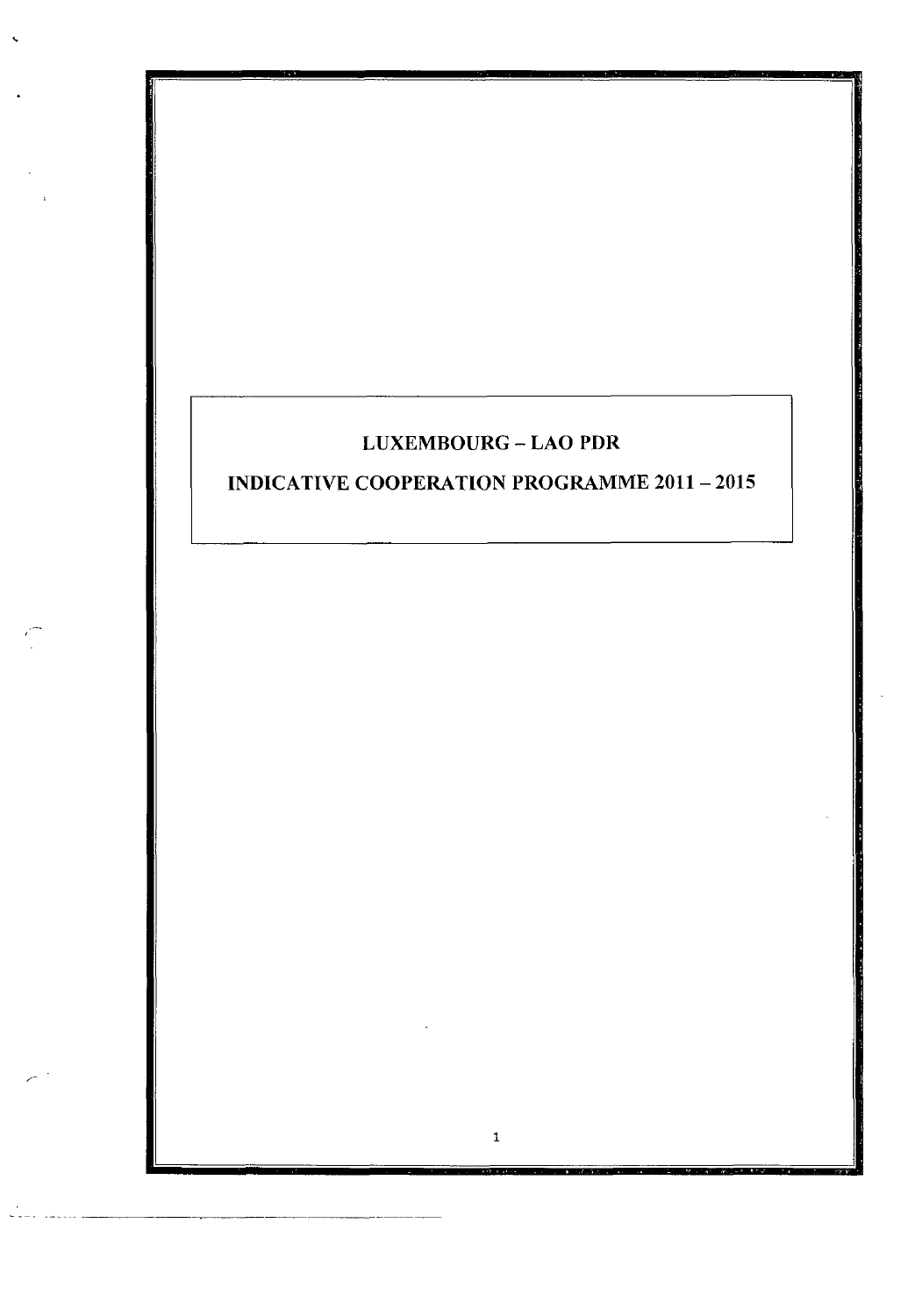# LUXEMBOURG – LAO PDR

# INDICATIVE COOPERATION PROGRAMME 2011 – 2015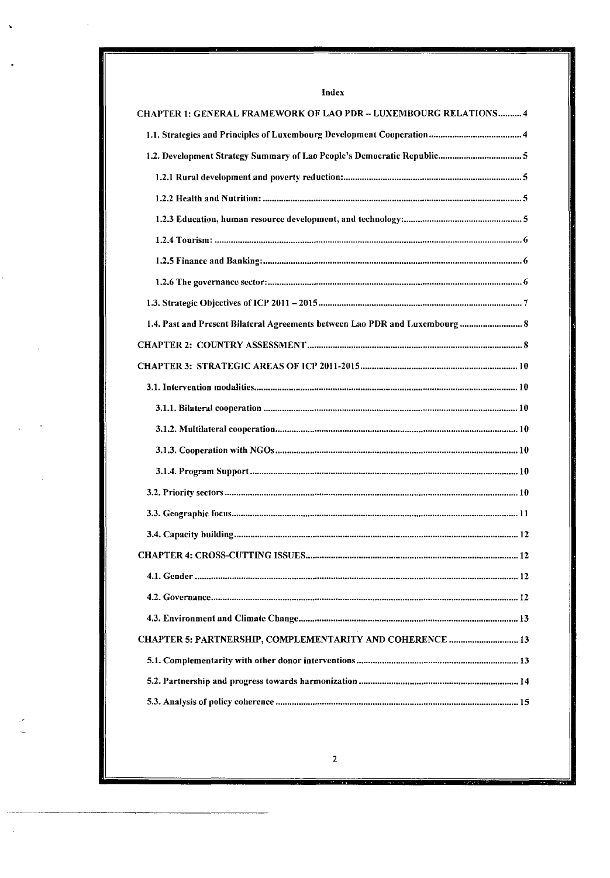# Index

CHAPTER 1: GENERAL FRAMEWORK OF LAO PDR – LUXEMBOURG RELATIONS .......... 4

1.1. Strategies and Principles of Luxembourg Development Cooperation ....................................... 4

1.2. Development Strategy Summary of Lao People's Democratic Republic .................................... 5

1.2.1 Rural development and poverty reduction: ........................................................................... 5

1.2.2 Health and Nutrition: ............................................................................................................ 5

1.2.3 Education, human resource development, and technology: .................................................. 5

1.2.4 Tourism: ................................................................................................................................. 6

1.2.5 Finance and Banking: ............................................................................................................. 6

1.2.6 The governance sector: ........................................................................................................... 6

1.3. Strategic Objectives of ICP 2011 – 2015 ....................................................................................... 7

1.4. Past and Present Bilateral Agreements between Lao PDR and Luxembourg ........................... 8

CHAPTER 2: COUNTRY ASSESSMENT ........................................................................................... 8

CHAPTER 3: STRATEGIC AREAS OF ICP 2011-2015 .................................................................. 10

3.1. Intervention modalities ................................................................................................................ 10

3.1.1. Bilateral cooperation ............................................................................................................ 10

3.1.2. Multilateral cooperation ........................................................................................................ 10

3.1.3. Cooperation with NGOs ........................................................................................................ 10

3.1.4. Program Support .................................................................................................................. 10

3.2. Priority sectors ............................................................................................................................ 10

3.3. Geographic focus ......................................................................................................................... 11

3.4. Capacity building ......................................................................................................................... 12

CHAPTER 4: CROSS-CUTTING ISSUES .......................................................................................... 12

4.1. Gender .......................................................................................................................................... 12

4.2. Governance ................................................................................................................................... 12

4.3. Environment and Climate Change ............................................................................................... 13

CHAPTER 5: PARTNERSHIP, COMPLEMENTARITY AND COHERENCE ............................... 13

5.1. Complementarity with other donor interventions ..................................................................... 13

5.2. Partnership and progress towards harmonization .................................................................... 14

5.3. Analysis of policy coherence ....................................................................................................... 15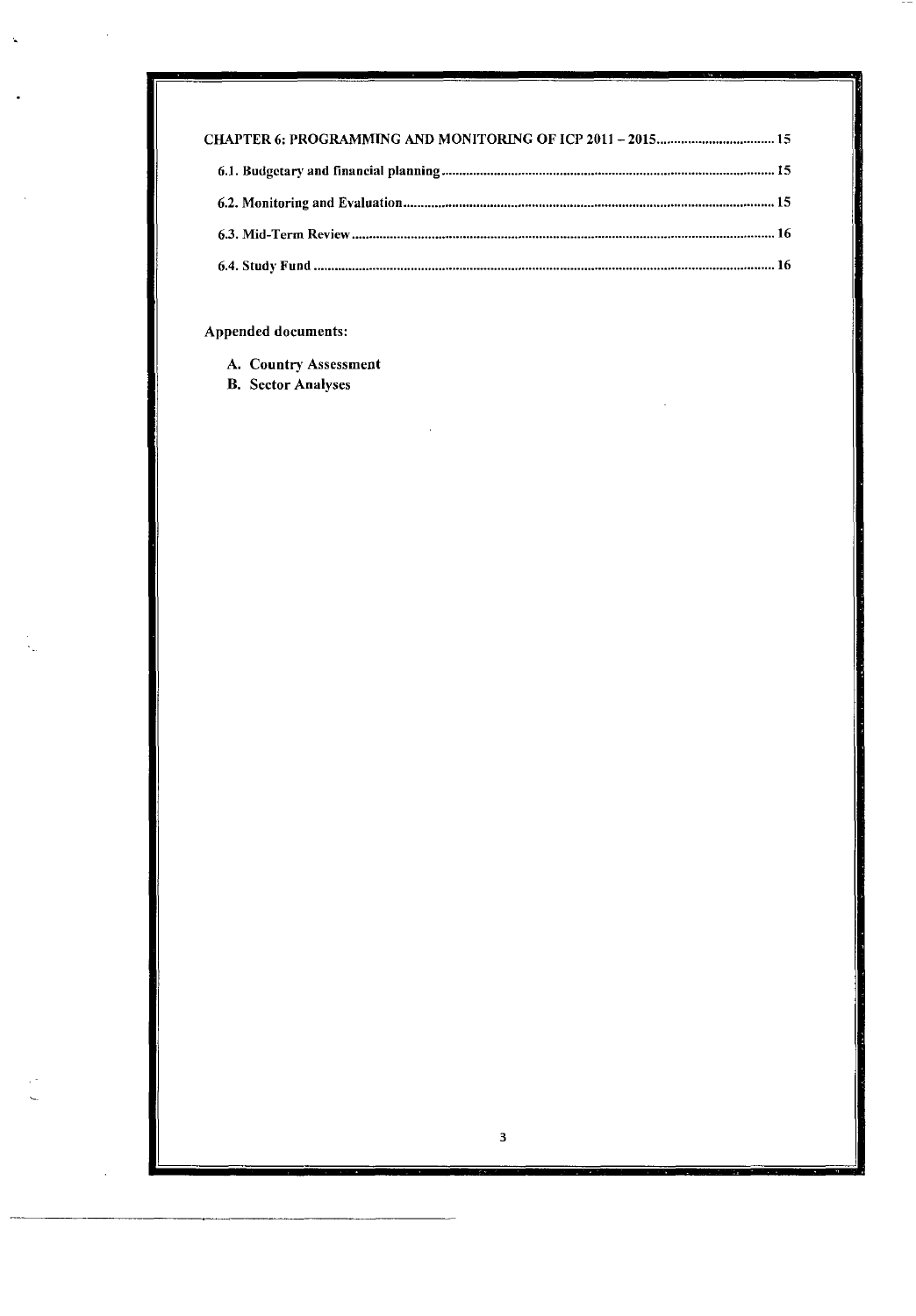CHAPTER 6: PROGRAMMING AND MONITORING OF ICP 2011 – 2015 .................................. 15

6.1. Budgetary and financial planning .................................................................................. 15

6.2. Monitoring and Evaluation .......................................................................................... 15

6.3. Mid-Term Review ........................................................................................................ 16

6.4. Study Fund .................................................................................................................... 16

**Appended documents:**

A. **Country Assessment**
B. **Sector Analyses**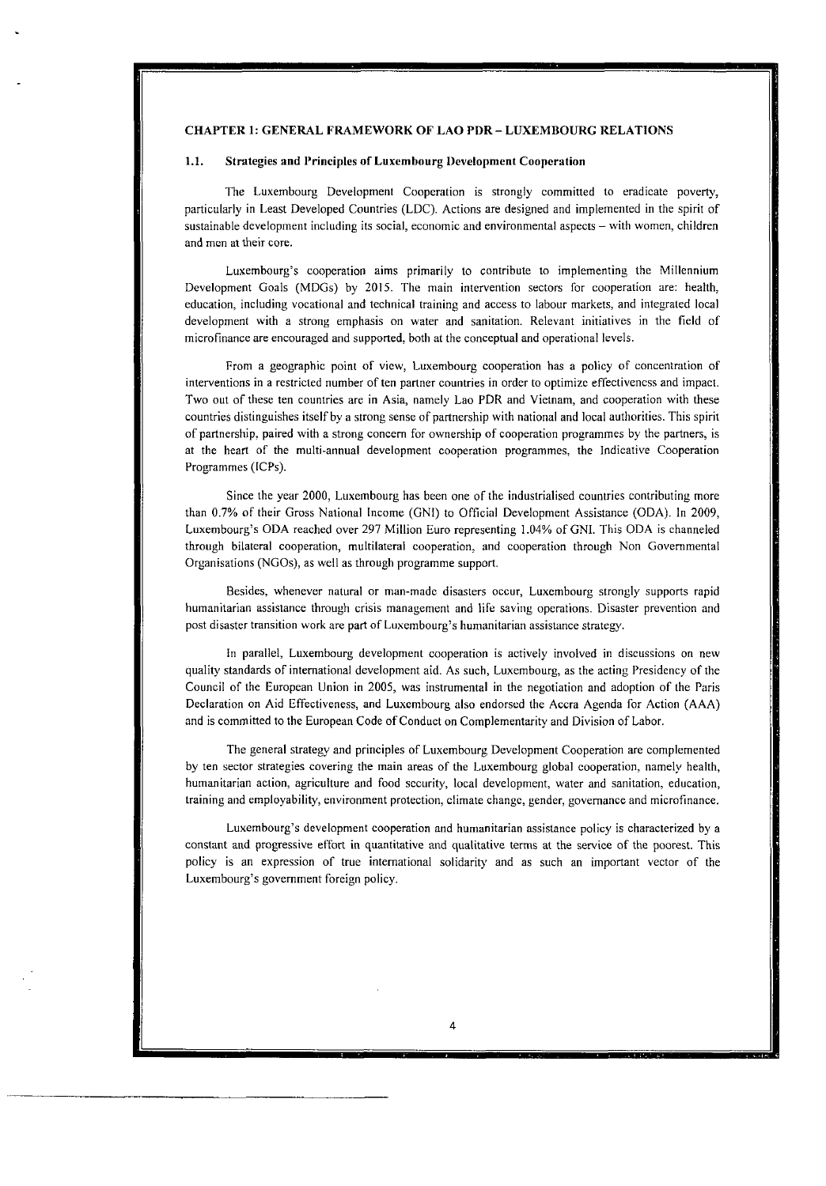# CHAPTER 1: GENERAL FRAMEWORK OF LAO PDR – LUXEMBOURG RELATIONS

## 1.1. Strategies and Principles of Luxembourg Development Cooperation

The Luxembourg Development Cooperation is strongly committed to eradicate poverty, particularly in Least Developed Countries (LDC). Actions are designed and implemented in the spirit of sustainable development including its social, economic and environmental aspects – with women, children and men at their core.

Luxembourg's cooperation aims primarily to contribute to implementing the Millennium Development Goals (MDGs) by 2015. The main intervention sectors for cooperation are: health, education, including vocational and technical training and access to labour markets, and integrated local development with a strong emphasis on water and sanitation. Relevant initiatives in the field of microfinance are encouraged and supported, both at the conceptual and operational levels.

From a geographic point of view, Luxembourg cooperation has a policy of concentration of interventions in a restricted number of ten partner countries in order to optimize effectiveness and impact. Two out of these ten countries are in Asia, namely Lao PDR and Vietnam, and cooperation with these countries distinguishes itself by a strong sense of partnership with national and local authorities. This spirit of partnership, paired with a strong concern for ownership of cooperation programmes by the partners, is at the heart of the multi-annual development cooperation programmes, the Indicative Cooperation Programmes (ICPs).

Since the year 2000, Luxembourg has been one of the industrialised countries contributing more than 0.7% of their Gross National Income (GNI) to Official Development Assistance (ODA). In 2009, Luxembourg's ODA reached over 297 Million Euro representing 1.04% of GNI. This ODA is channeled through bilateral cooperation, multilateral cooperation, and cooperation through Non Governmental Organisations (NGOs), as well as through programme support.

Besides, whenever natural or man-made disasters occur, Luxembourg strongly supports rapid humanitarian assistance through crisis management and life saving operations. Disaster prevention and post disaster transition work are part of Luxembourg's humanitarian assistance strategy.

In parallel, Luxembourg development cooperation is actively involved in discussions on new quality standards of international development aid. As such, Luxembourg, as the acting Presidency of the Council of the European Union in 2005, was instrumental in the negotiation and adoption of the Paris Declaration on Aid Effectiveness, and Luxembourg also endorsed the Accra Agenda for Action (AAA) and is committed to the European Code of Conduct on Complementarity and Division of Labor.

The general strategy and principles of Luxembourg Development Cooperation are complemented by ten sector strategies covering the main areas of the Luxembourg global cooperation, namely health, humanitarian action, agriculture and food security, local development, water and sanitation, education, training and employability, environment protection, climate change, gender, governance and microfinance.

Luxembourg's development cooperation and humanitarian assistance policy is characterized by a constant and progressive effort in quantitative and qualitative terms at the service of the poorest. This policy is an expression of true international solidarity and as such an important vector of the Luxembourg's government foreign policy.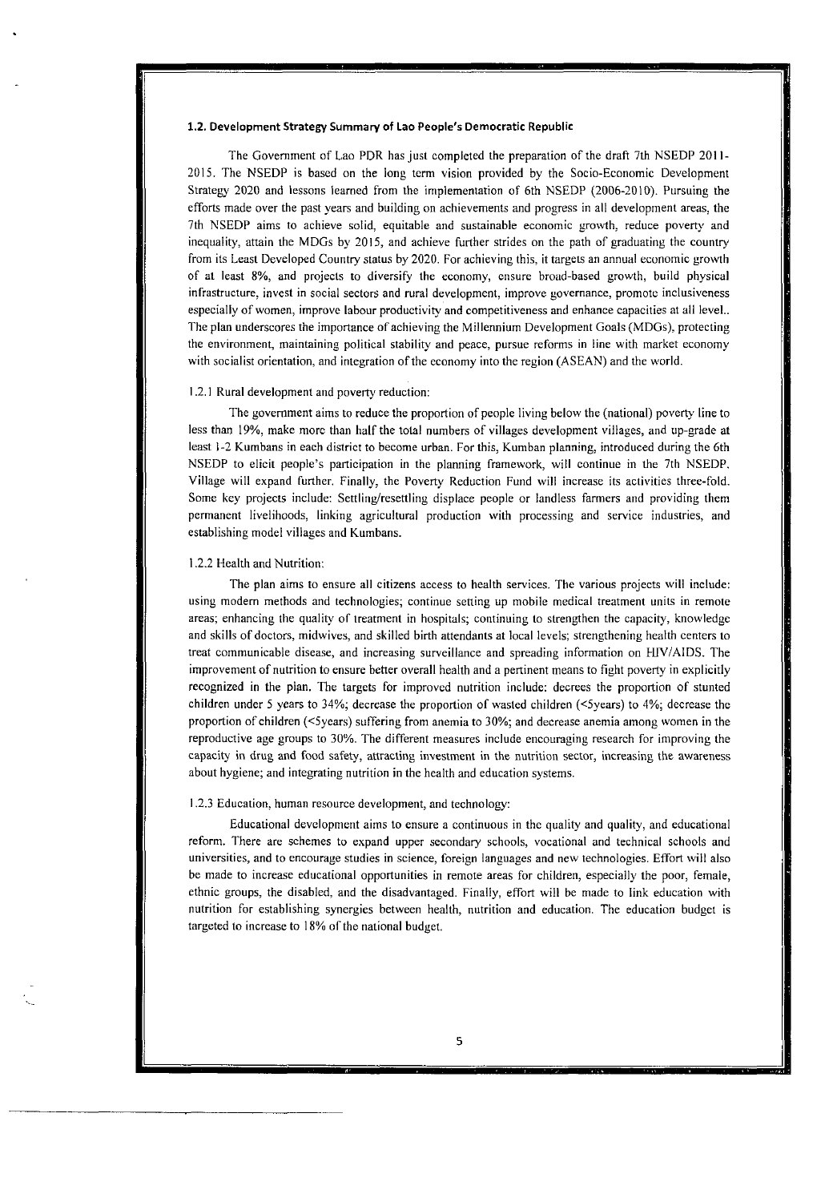### 1.2. Development Strategy Summary of Lao People's Democratic Republic

The Government of Lao PDR has just completed the preparation of the draft 7th NSEDP 2011-2015. The NSEDP is based on the long term vision provided by the Socio-Economic Development Strategy 2020 and lessons learned from the implementation of 6th NSEDP (2006-2010). Pursuing the efforts made over the past years and building on achievements and progress in all development areas, the 7th NSEDP aims to achieve solid, equitable and sustainable economic growth, reduce poverty and inequality, attain the MDGs by 2015, and achieve further strides on the path of graduating the country from its Least Developed Country status by 2020. For achieving this, it targets an annual economic growth of at least 8%, and projects to diversify the economy, ensure broad-based growth, build physical infrastructure, invest in social sectors and rural development, improve governance, promote inclusiveness especially of women, improve labour productivity and competitiveness and enhance capacities at all level.. The plan underscores the importance of achieving the Millennium Development Goals (MDGs), protecting the environment, maintaining political stability and peace, pursue reforms in line with market economy with socialist orientation, and integration of the economy into the region (ASEAN) and the world.

1.2.1 Rural development and poverty reduction:

The government aims to reduce the proportion of people living below the (national) poverty line to less than 19%, make more than half the total numbers of villages development villages, and up-grade at least 1-2 Kumbans in each district to become urban. For this, Kumban planning, introduced during the 6th NSEDP to elicit people's participation in the planning framework, will continue in the 7th NSEDP. Village will expand further. Finally, the Poverty Reduction Fund will increase its activities three-fold. Some key projects include: Settling/resettling displace people or landless farmers and providing them permanent livelihoods, linking agricultural production with processing and service industries, and establishing model villages and Kumbans.

1.2.2 Health and Nutrition:

The plan aims to ensure all citizens access to health services. The various projects will include: using modern methods and technologies; continue setting up mobile medical treatment units in remote areas; enhancing the quality of treatment in hospitals; continuing to strengthen the capacity, knowledge and skills of doctors, midwives, and skilled birth attendants at local levels; strengthening health centers to treat communicable disease, and increasing surveillance and spreading information on HIV/AIDS. The improvement of nutrition to ensure better overall health and a pertinent means to fight poverty in explicitly recognized in the plan. The targets for improved nutrition include: decrees the proportion of stunted children under 5 years to 34%; decrease the proportion of wasted children (<5years) to 4%; decrease the proportion of children (<5years) suffering from anemia to 30%; and decrease anemia among women in the reproductive age groups to 30%. The different measures include encouraging research for improving the capacity in drug and food safety, attracting investment in the nutrition sector, increasing the awareness about hygiene; and integrating nutrition in the health and education systems.

1.2.3 Education, human resource development, and technology:

Educational development aims to ensure a continuous in the quality and quality, and educational reform. There are schemes to expand upper secondary schools, vocational and technical schools and universities, and to encourage studies in science, foreign languages and new technologies. Effort will also be made to increase educational opportunities in remote areas for children, especially the poor, female, ethnic groups, the disabled, and the disadvantaged. Finally, effort will be made to link education with nutrition for establishing synergies between health, nutrition and education. The education budget is targeted to increase to 18% of the national budget.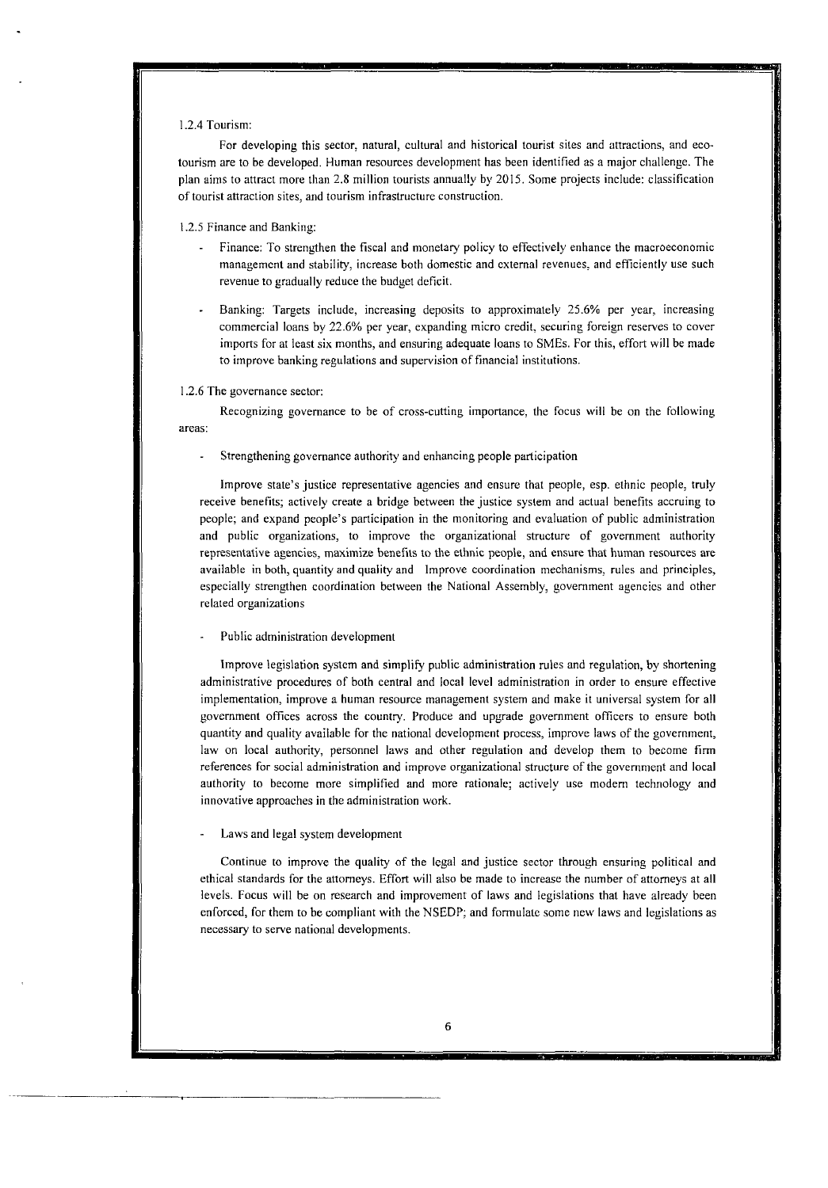### 1.2.4 Tourism:

For developing this sector, natural, cultural and historical tourist sites and attractions, and eco-tourism are to be developed. Human resources development has been identified as a major challenge. The plan aims to attract more than 2.8 million tourists annually by 2015. Some projects include: classification of tourist attraction sites, and tourism infrastructure construction.

### 1.2.5 Finance and Banking:

- Finance: To strengthen the fiscal and monetary policy to effectively enhance the macroeconomic management and stability, increase both domestic and external revenues, and efficiently use such revenue to gradually reduce the budget deficit.

- Banking: Targets include, increasing deposits to approximately 25.6% per year, increasing commercial loans by 22.6% per year, expanding micro credit, securing foreign reserves to cover imports for at least six months, and ensuring adequate loans to SMEs. For this, effort will be made to improve banking regulations and supervision of financial institutions.

### 1.2.6 The governance sector:

Recognizing governance to be of cross-cutting importance, the focus will be on the following areas:

- Strengthening governance authority and enhancing people participation

Improve state's justice representative agencies and ensure that people, esp. ethnic people, truly receive benefits; actively create a bridge between the justice system and actual benefits accruing to people; and expand people's participation in the monitoring and evaluation of public administration and public organizations, to improve the organizational structure of government authority representative agencies, maximize benefits to the ethnic people, and ensure that human resources are available in both, quantity and quality and Improve coordination mechanisms, rules and principles, especially strengthen coordination between the National Assembly, government agencies and other related organizations

- Public administration development

Improve legislation system and simplify public administration rules and regulation, by shortening administrative procedures of both central and local level administration in order to ensure effective implementation, improve a human resource management system and make it universal system for all government offices across the country. Produce and upgrade government officers to ensure both quantity and quality available for the national development process, improve laws of the government, law on local authority, personnel laws and other regulation and develop them to become firm references for social administration and improve organizational structure of the government and local authority to become more simplified and more rationale; actively use modern technology and innovative approaches in the administration work.

- Laws and legal system development

Continue to improve the quality of the legal and justice sector through ensuring political and ethical standards for the attorneys. Effort will also be made to increase the number of attorneys at all levels. Focus will be on research and improvement of laws and legislations that have already been enforced, for them to be compliant with the NSEDP; and formulate some new laws and legislations as necessary to serve national developments.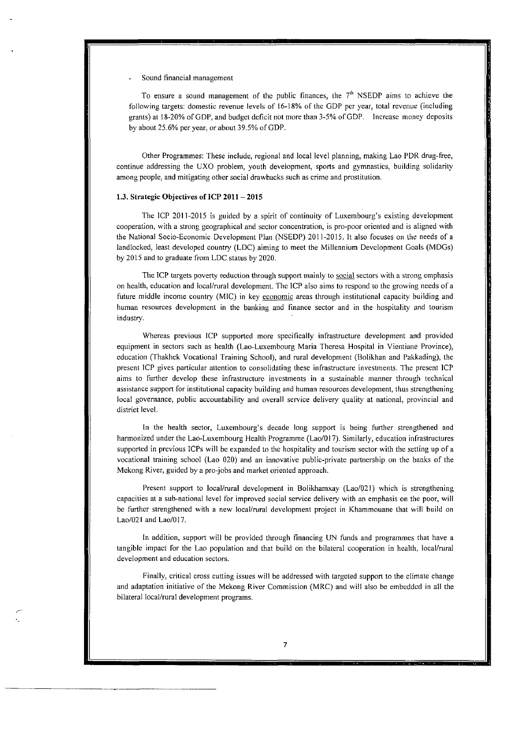- Sound financial management

To ensure a sound management of the public finances, the 7th NSEDP aims to achieve the following targets: domestic revenue levels of 16-18% of the GDP per year, total revenue (including grants) at 18-20% of GDP, and budget deficit not more than 3-5% of GDP. Increase money deposits by about 25.6% per year, or about 39.5% of GDP.

Other Programmes: These include, regional and local level planning, making Lao PDR drug-free, continue addressing the UXO problem, youth development, sports and gymnastics, building solidarity among people, and mitigating other social drawbacks such as crime and prostitution.

### 1.3. Strategic Objectives of ICP 2011 – 2015

The ICP 2011-2015 is guided by a spirit of continuity of Luxembourg's existing development cooperation, with a strong geographical and sector concentration, is pro-poor oriented and is aligned with the National Socio-Economic Development Plan (NSEDP) 2011-2015. It also focuses on the needs of a landlocked, least developed country (LDC) aiming to meet the Millennium Development Goals (MDGs) by 2015 and to graduate from LDC status by 2020.

The ICP targets poverty reduction through support mainly to social sectors with a strong emphasis on health, education and local/rural development. The ICP also aims to respond to the growing needs of a future middle income country (MIC) in key economic areas through institutional capacity building and human resources development in the banking and finance sector and in the hospitality and tourism industry.

Whereas previous ICP supported more specifically infrastructure development and provided equipment in sectors such as health (Lao-Luxembourg Maria Theresa Hospital in Vientiane Province), education (Thakhek Vocational Training School), and rural development (Bolikhan and Pakkading), the present ICP gives particular attention to consolidating these infrastructure investments. The present ICP aims to further develop these infrastructure investments in a sustainable manner through technical assistance support for institutional capacity building and human resources development, thus strengthening local governance, public accountability and overall service delivery quality at national, provincial and district level.

In the health sector, Luxembourg's decade long support is being further strengthened and harmonized under the Lao-Luxembourg Health Programme (Lao/017). Similarly, education infrastructures supported in previous ICPs will be expanded to the hospitality and tourism sector with the setting up of a vocational training school (Lao 020) and an innovative public-private partnership on the banks of the Mekong River, guided by a pro-jobs and market oriented approach.

Present support to local/rural development in Bolikhamxay (Lao/021) which is strengthening capacities at a sub-national level for improved social service delivery with an emphasis on the poor, will be further strengthened with a new local/rural development project in Khammouane that will build on Lao/021 and Lao/017.

In addition, support will be provided through financing UN funds and programmes that have a tangible impact for the Lao population and that build on the bilateral cooperation in health, local/rural development and education sectors.

Finally, critical cross cutting issues will be addressed with targeted support to the climate change and adaptation initiative of the Mekong River Commission (MRC) and will also be embedded in all the bilateral local/rural development programs.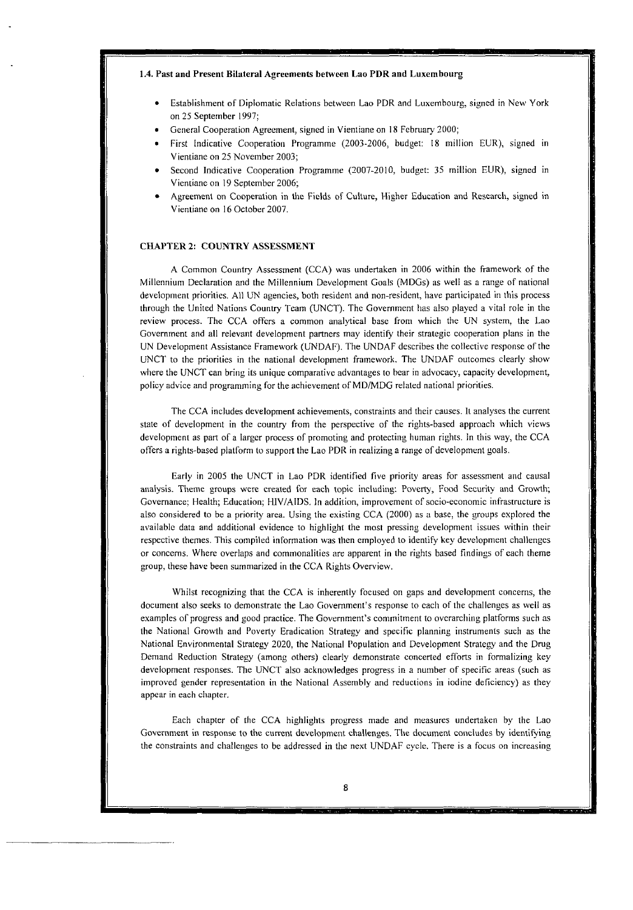### 1.4. Past and Present Bilateral Agreements between Lao PDR and Luxembourg

- Establishment of Diplomatic Relations between Lao PDR and Luxembourg, signed in New York on 25 September 1997;
- General Cooperation Agreement, signed in Vientiane on 18 February 2000;
- First Indicative Cooperation Programme (2003-2006, budget: 18 million EUR), signed in Vientiane on 25 November 2003;
- Second Indicative Cooperation Programme (2007-2010, budget: 35 million EUR), signed in Vientiane on 19 September 2006;
- Agreement on Cooperation in the Fields of Culture, Higher Education and Research, signed in Vientiane on 16 October 2007.

## CHAPTER 2: COUNTRY ASSESSMENT

A Common Country Assessment (CCA) was undertaken in 2006 within the framework of the Millennium Declaration and the Millennium Development Goals (MDGs) as well as a range of national development priorities. All UN agencies, both resident and non-resident, have participated in this process through the United Nations Country Team (UNCT). The Government has also played a vital role in the review process. The CCA offers a common analytical base from which the UN system, the Lao Government and all relevant development partners may identify their strategic cooperation plans in the UN Development Assistance Framework (UNDAF). The UNDAF describes the collective response of the UNCT to the priorities in the national development framework. The UNDAF outcomes clearly show where the UNCT can bring its unique comparative advantages to bear in advocacy, capacity development, policy advice and programming for the achievement of MD/MDG related national priorities.

The CCA includes development achievements, constraints and their causes. It analyses the current state of development in the country from the perspective of the rights-based approach which views development as part of a larger process of promoting and protecting human rights. In this way, the CCA offers a rights-based platform to support the Lao PDR in realizing a range of development goals.

Early in 2005 the UNCT in Lao PDR identified five priority areas for assessment and causal analysis. Theme groups were created for each topic including: Poverty, Food Security and Growth; Governance; Health; Education; HIV/AIDS. In addition, improvement of socio-economic infrastructure is also considered to be a priority area. Using the existing CCA (2000) as a base, the groups explored the available data and additional evidence to highlight the most pressing development issues within their respective themes. This compiled information was then employed to identify key development challenges or concerns. Where overlaps and commonalities are apparent in the rights based findings of each theme group, these have been summarized in the CCA Rights Overview.

Whilst recognizing that the CCA is inherently focused on gaps and development concerns, the document also seeks to demonstrate the Lao Government's response to each of the challenges as well as examples of progress and good practice. The Government's commitment to overarching platforms such as the National Growth and Poverty Eradication Strategy and specific planning instruments such as the National Environmental Strategy 2020, the National Population and Development Strategy and the Drug Demand Reduction Strategy (among others) clearly demonstrate concerted efforts in formalizing key development responses. The UNCT also acknowledges progress in a number of specific areas (such as improved gender representation in the National Assembly and reductions in iodine deficiency) as they appear in each chapter.

Each chapter of the CCA highlights progress made and measures undertaken by the Lao Government in response to the current development challenges. The document concludes by identifying the constraints and challenges to be addressed in the next UNDAF cycle. There is a focus on increasing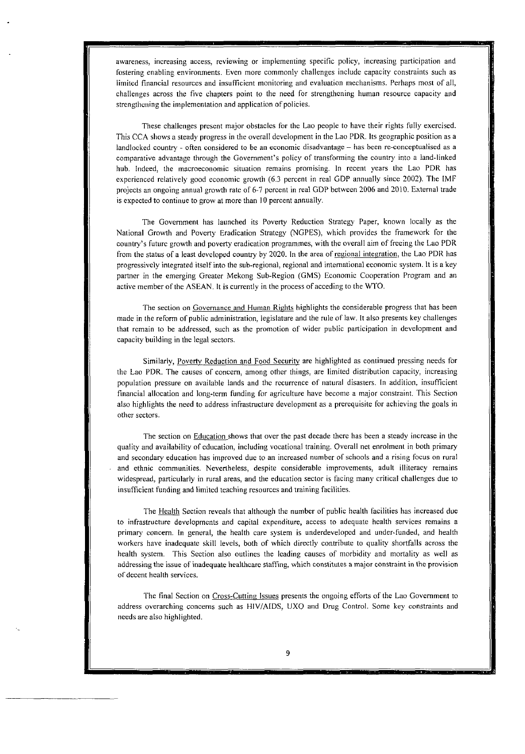awareness, increasing access, reviewing or implementing specific policy, increasing participation and fostering enabling environments. Even more commonly challenges include capacity constraints such as limited financial resources and insufficient monitoring and evaluation mechanisms. Perhaps most of all, challenges across the five chapters point to the need for strengthening human resource capacity and strengthening the implementation and application of policies.

These challenges present major obstacles for the Lao people to have their rights fully exercised. This CCA shows a steady progress in the overall development in the Lao PDR. Its geographic position as a landlocked country - often considered to be an economic disadvantage – has been re-conceptualised as a comparative advantage through the Government's policy of transforming the country into a land-linked hub. Indeed, the macroeconomic situation remains promising. In recent years the Lao PDR has experienced relatively good economic growth (6.3 percent in real GDP annually since 2002). The IMF projects an ongoing annual growth rate of 6-7 percent in real GDP between 2006 and 2010. External trade is expected to continue to grow at more than 10 percent annually.

The Government has launched its Poverty Reduction Strategy Paper, known locally as the National Growth and Poverty Eradication Strategy (NGPES), which provides the framework for the country's future growth and poverty eradication programmes, with the overall aim of freeing the Lao PDR from the status of a least developed country by 2020. In the area of regional integration, the Lao PDR has progressively integrated itself into the sub-regional, regional and international economic system. It is a key partner in the emerging Greater Mekong Sub-Region (GMS) Economic Cooperation Program and an active member of the ASEAN. It is currently in the process of acceding to the WTO.

The section on Governance and Human Rights highlights the considerable progress that has been made in the reform of public administration, legislature and the rule of law. It also presents key challenges that remain to be addressed, such as the promotion of wider public participation in development and capacity building in the legal sectors.

Similarly, Poverty Reduction and Food Security are highlighted as continued pressing needs for the Lao PDR. The causes of concern, among other things, are limited distribution capacity, increasing population pressure on available lands and the recurrence of natural disasters. In addition, insufficient financial allocation and long-term funding for agriculture have become a major constraint. This Section also highlights the need to address infrastructure development as a prerequisite for achieving the goals in other sectors.

The section on Education shows that over the past decade there has been a steady increase in the quality and availability of education, including vocational training. Overall net enrolment in both primary and secondary education has improved due to an increased number of schools and a rising focus on rural and ethnic communities. Nevertheless, despite considerable improvements, adult illiteracy remains widespread, particularly in rural areas, and the education sector is facing many critical challenges due to insufficient funding and limited teaching resources and training facilities.

The Health Section reveals that although the number of public health facilities has increased due to infrastructure developments and capital expenditure, access to adequate health services remains a primary concern. In general, the health care system is underdeveloped and under-funded, and health workers have inadequate skill levels, both of which directly contribute to quality shortfalls across the health system. This Section also outlines the leading causes of morbidity and mortality as well as addressing the issue of inadequate healthcare staffing, which constitutes a major constraint in the provision of decent health services.

The final Section on Cross-Cutting Issues presents the ongoing efforts of the Lao Government to address overarching concerns such as HIV/AIDS, UXO and Drug Control. Some key constraints and needs are also highlighted.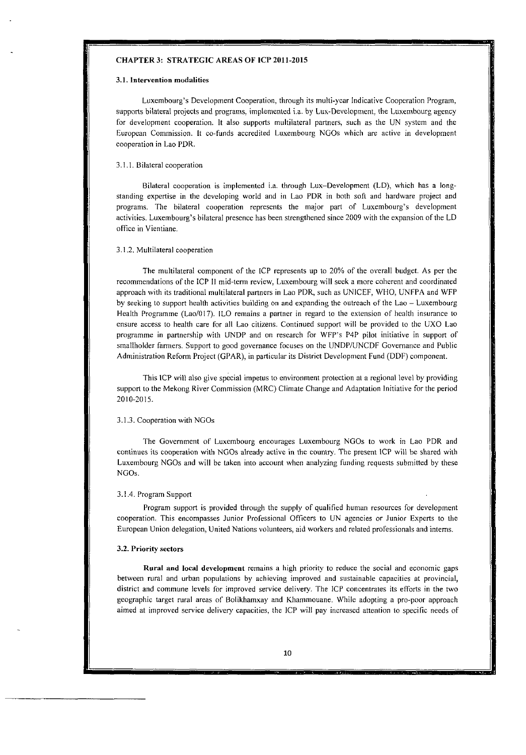## CHAPTER 3: STRATEGIC AREAS OF ICP 2011-2015

### 3.1. Intervention modalities

Luxembourg's Development Cooperation, through its multi-year Indicative Cooperation Program, supports bilateral projects and programs, implemented i.a. by Lux-Development, the Luxembourg agency for development cooperation. It also supports multilateral partners, such as the UN system and the European Commission. It co-funds accredited Luxembourg NGOs which are active in development cooperation in Lao PDR.

#### 3.1.1. Bilateral cooperation

Bilateral cooperation is implemented i.a. through Lux–Development (LD), which has a long-standing expertise in the developing world and in Lao PDR in both soft and hardware project and programs. The bilateral cooperation represents the major part of Luxembourg's development activities. Luxembourg's bilateral presence has been strengthened since 2009 with the expansion of the LD office in Vientiane.

#### 3.1.2. Multilateral cooperation

The multilateral component of the ICP represents up to 20% of the overall budget. As per the recommendations of the ICP II mid-term review, Luxembourg will seek a more coherent and coordinated approach with its traditional multilateral partners in Lao PDR, such as UNICEF, WHO, UNFPA and WFP by seeking to support health activities building on and expanding the outreach of the Lao – Luxembourg Health Programme (Lao/017). ILO remains a partner in regard to the extension of health insurance to ensure access to health care for all Lao citizens. Continued support will be provided to the UXO Lao programme in partnership with UNDP and on research for WFP's P4P pilot initiative in support of smallholder farmers. Support to good governance focuses on the UNDP/UNCDF Governance and Public Administration Reform Project (GPAR), in particular its District Development Fund (DDF) component.

This ICP will also give special impetus to environment protection at a regional level by providing support to the Mekong River Commission (MRC) Climate Change and Adaptation Initiative for the period 2010-2015.

#### 3.1.3. Cooperation with NGOs

The Government of Luxembourg encourages Luxembourg NGOs to work in Lao PDR and continues its cooperation with NGOs already active in the country. The present ICP will be shared with Luxembourg NGOs and will be taken into account when analyzing funding requests submitted by these NGOs.

#### 3.1.4. Program Support

Program support is provided through the supply of qualified human resources for development cooperation. This encompasses Junior Professional Officers to UN agencies or Junior Experts to the European Union delegation, United Nations volunteers, aid workers and related professionals and interns.

### 3.2. Priority sectors

**Rural and local development** remains a high priority to reduce the social and economic gaps between rural and urban populations by achieving improved and sustainable capacities at provincial, district and commune levels for improved service delivery. The ICP concentrates its efforts in the two geographic target rural areas of Bolikhamxay and Khammouane. While adopting a pro-poor approach aimed at improved service delivery capacities, the ICP will pay increased attention to specific needs of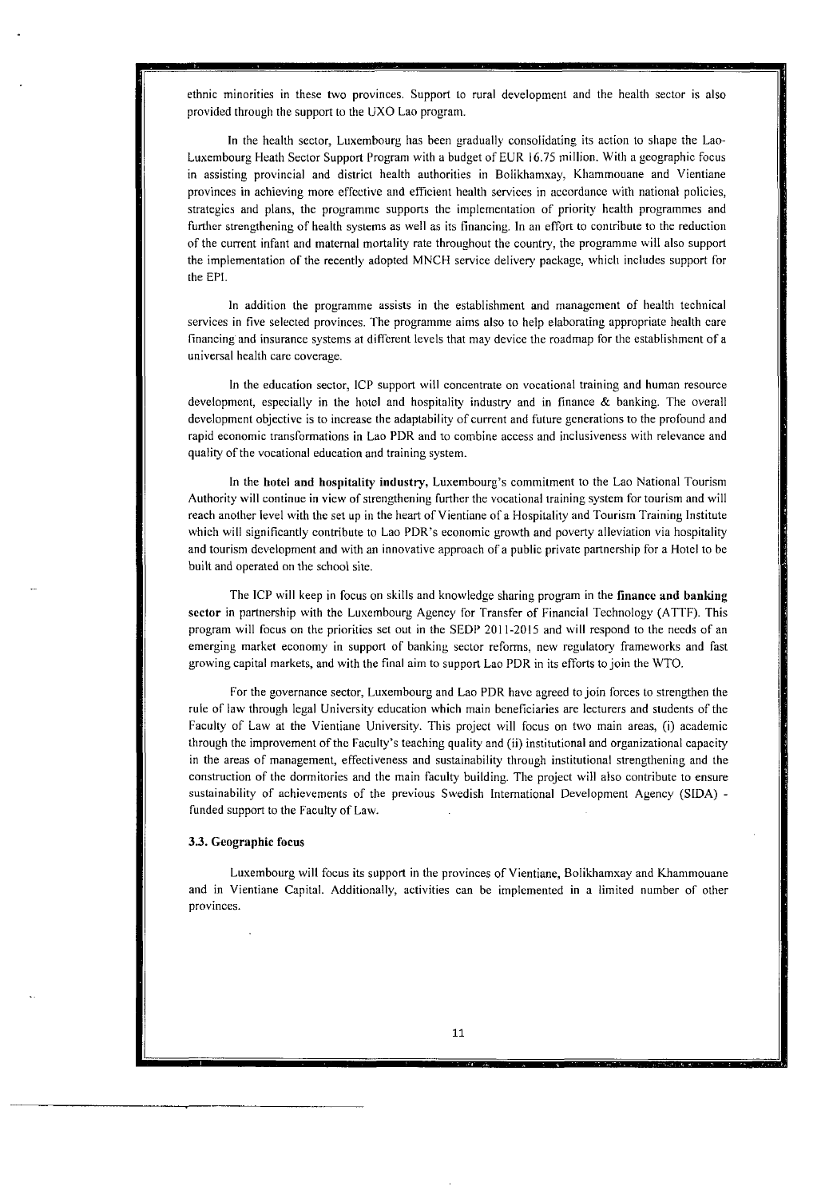ethnic minorities in these two provinces. Support to rural development and the health sector is also provided through the support to the UXO Lao program.

In the health sector, Luxembourg has been gradually consolidating its action to shape the Lao-Luxembourg Heath Sector Support Program with a budget of EUR 16.75 million. With a geographic focus in assisting provincial and district health authorities in Bolikhamxay, Khammouane and Vientiane provinces in achieving more effective and efficient health services in accordance with national policies, strategies and plans, the programme supports the implementation of priority health programmes and further strengthening of health systems as well as its financing. In an effort to contribute to the reduction of the current infant and maternal mortality rate throughout the country, the programme will also support the implementation of the recently adopted MNCH service delivery package, which includes support for the EPI.

In addition the programme assists in the establishment and management of health technical services in five selected provinces. The programme aims also to help elaborating appropriate health care financing and insurance systems at different levels that may device the roadmap for the establishment of a universal health care coverage.

In the education sector, ICP support will concentrate on vocational training and human resource development, especially in the hotel and hospitality industry and in finance & banking. The overall development objective is to increase the adaptability of current and future generations to the profound and rapid economic transformations in Lao PDR and to combine access and inclusiveness with relevance and quality of the vocational education and training system.

In the **hotel and hospitality industry,** Luxembourg's commitment to the Lao National Tourism Authority will continue in view of strengthening further the vocational training system for tourism and will reach another level with the set up in the heart of Vientiane of a Hospitality and Tourism Training Institute which will significantly contribute to Lao PDR's economic growth and poverty alleviation via hospitality and tourism development and with an innovative approach of a public private partnership for a Hotel to be built and operated on the school site.

The ICP will keep in focus on skills and knowledge sharing program in the **finance and banking sector** in partnership with the Luxembourg Agency for Transfer of Financial Technology (ATTF). This program will focus on the priorities set out in the SEDP 2011-2015 and will respond to the needs of an emerging market economy in support of banking sector reforms, new regulatory frameworks and fast growing capital markets, and with the final aim to support Lao PDR in its efforts to join the WTO.

For the governance sector, Luxembourg and Lao PDR have agreed to join forces to strengthen the rule of law through legal University education which main beneficiaries are lecturers and students of the Faculty of Law at the Vientiane University. This project will focus on two main areas, (i) academic through the improvement of the Faculty's teaching quality and (ii) institutional and organizational capacity in the areas of management, effectiveness and sustainability through institutional strengthening and the construction of the dormitories and the main faculty building. The project will also contribute to ensure sustainability of achievements of the previous Swedish International Development Agency (SIDA) - funded support to the Faculty of Law.

### 3.3. Geographic focus

Luxembourg will focus its support in the provinces of Vientiane, Bolikhamxay and Khammouane and in Vientiane Capital. Additionally, activities can be implemented in a limited number of other provinces.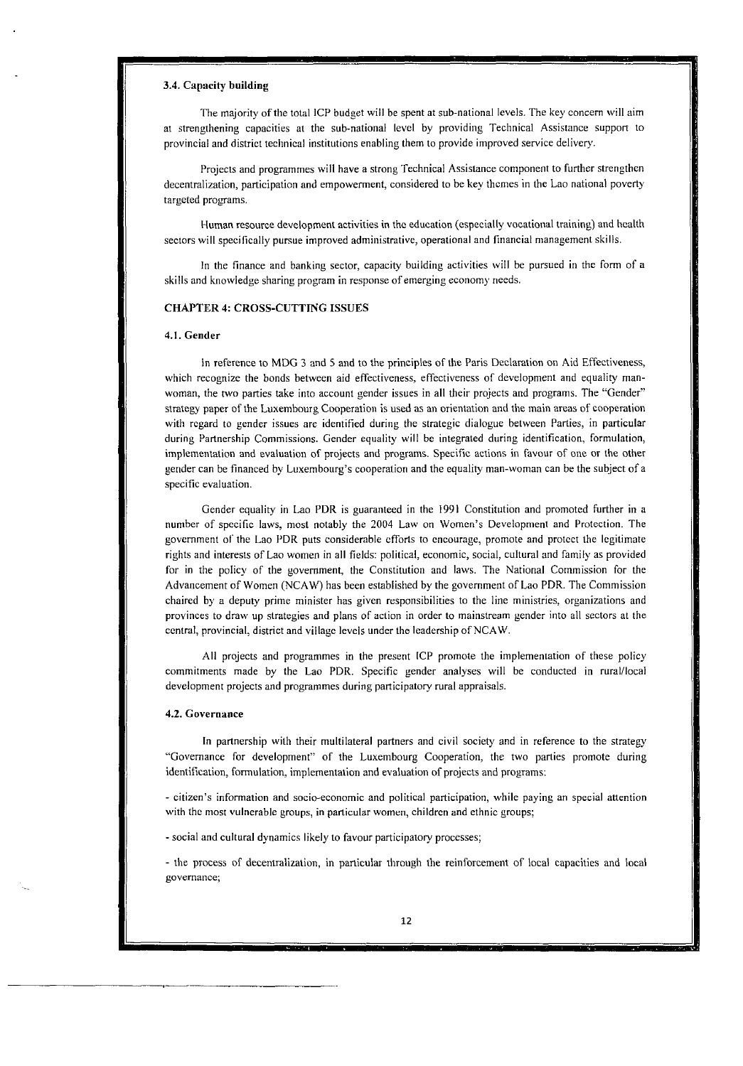### 3.4. Capacity building

The majority of the total ICP budget will be spent at sub-national levels. The key concern will aim at strengthening capacities at the sub-national level by providing Technical Assistance support to provincial and district technical institutions enabling them to provide improved service delivery.

Projects and programmes will have a strong Technical Assistance component to further strengthen decentralization, participation and empowerment, considered to be key themes in the Lao national poverty targeted programs.

Human resource development activities in the education (especially vocational training) and health sectors will specifically pursue improved administrative, operational and financial management skills.

In the finance and banking sector, capacity building activities will be pursued in the form of a skills and knowledge sharing program in response of emerging economy needs.

## CHAPTER 4: CROSS-CUTTING ISSUES

### 4.1. Gender

In reference to MDG 3 and 5 and to the principles of the Paris Declaration on Aid Effectiveness, which recognize the bonds between aid effectiveness, effectiveness of development and equality man-woman, the two parties take into account gender issues in all their projects and programs. The "Gender" strategy paper of the Luxembourg Cooperation is used as an orientation and the main areas of cooperation with regard to gender issues are identified during the strategic dialogue between Parties, in particular during Partnership Commissions. Gender equality will be integrated during identification, formulation, implementation and evaluation of projects and programs. Specific actions in favour of one or the other gender can be financed by Luxembourg's cooperation and the equality man-woman can be the subject of a specific evaluation.

Gender equality in Lao PDR is guaranteed in the 1991 Constitution and promoted further in a number of specific laws, most notably the 2004 Law on Women's Development and Protection. The government of the Lao PDR puts considerable efforts to encourage, promote and protect the legitimate rights and interests of Lao women in all fields: political, economic, social, cultural and family as provided for in the policy of the government, the Constitution and laws. The National Commission for the Advancement of Women (NCAW) has been established by the government of Lao PDR. The Commission chaired by a deputy prime minister has given responsibilities to the line ministries, organizations and provinces to draw up strategies and plans of action in order to mainstream gender into all sectors at the central, provincial, district and village levels under the leadership of NCAW.

All projects and programmes in the present ICP promote the implementation of these policy commitments made by the Lao PDR. Specific gender analyses will be conducted in rural/local development projects and programmes during participatory rural appraisals.

### 4.2. Governance

In partnership with their multilateral partners and civil society and in reference to the strategy "Governance for development" of the Luxembourg Cooperation, the two parties promote during identification, formulation, implementation and evaluation of projects and programs:

- citizen's information and socio-economic and political participation, while paying an special attention with the most vulnerable groups, in particular women, children and ethnic groups;
- social and cultural dynamics likely to favour participatory processes;
- the process of decentralization, in particular through the reinforcement of local capacities and local governance;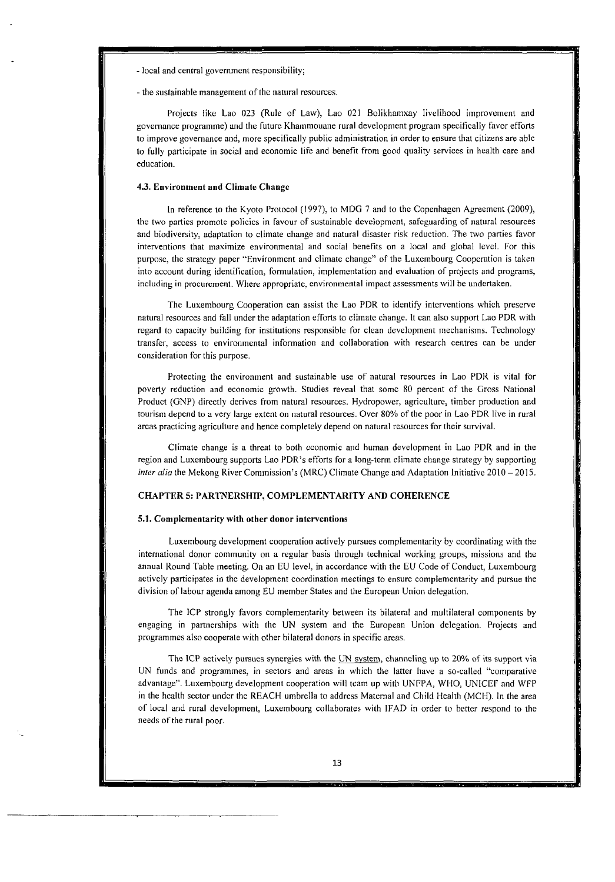- local and central government responsibility;

- the sustainable management of the natural resources.

Projects like Lao 023 (Rule of Law), Lao 021 Bolikhamxay livelihood improvement and governance programme) and the future Khammouane rural development program specifically favor efforts to improve governance and, more specifically public administration in order to ensure that citizens are able to fully participate in social and economic life and benefit from good quality services in health care and education.

### 4.3. Environment and Climate Change

In reference to the Kyoto Protocol (1997), to MDG 7 and to the Copenhagen Agreement (2009), the two parties promote policies in favour of sustainable development, safeguarding of natural resources and biodiversity, adaptation to climate change and natural disaster risk reduction. The two parties favor interventions that maximize environmental and social benefits on a local and global level. For this purpose, the strategy paper "Environment and climate change" of the Luxembourg Cooperation is taken into account during identification, formulation, implementation and evaluation of projects and programs, including in procurement. Where appropriate, environmental impact assessments will be undertaken.

The Luxembourg Cooperation can assist the Lao PDR to identify interventions which preserve natural resources and fall under the adaptation efforts to climate change. It can also support Lao PDR with regard to capacity building for institutions responsible for clean development mechanisms. Technology transfer, access to environmental information and collaboration with research centres can be under consideration for this purpose.

Protecting the environment and sustainable use of natural resources in Lao PDR is vital for poverty reduction and economic growth. Studies reveal that some 80 percent of the Gross National Product (GNP) directly derives from natural resources. Hydropower, agriculture, timber production and tourism depend to a very large extent on natural resources. Over 80% of the poor in Lao PDR live in rural areas practicing agriculture and hence completely depend on natural resources for their survival.

Climate change is a threat to both economic and human development in Lao PDR and in the region and Luxembourg supports Lao PDR's efforts for a long-term climate change strategy by supporting *inter alia* the Mekong River Commission's (MRC) Climate Change and Adaptation Initiative 2010 – 2015.

## CHAPTER 5: PARTNERSHIP, COMPLEMENTARITY AND COHERENCE

### 5.1. Complementarity with other donor interventions

Luxembourg development cooperation actively pursues complementarity by coordinating with the international donor community on a regular basis through technical working groups, missions and the annual Round Table meeting. On an EU level, in accordance with the EU Code of Conduct, Luxembourg actively participates in the development coordination meetings to ensure complementarity and pursue the division of labour agenda among EU member States and the European Union delegation.

The ICP strongly favors complementarity between its bilateral and multilateral components by engaging in partnerships with the UN system and the European Union delegation. Projects and programmes also cooperate with other bilateral donors in specific areas.

The ICP actively pursues synergies with the UN system, channeling up to 20% of its support via UN funds and programmes, in sectors and areas in which the latter have a so-called "comparative advantage". Luxembourg development cooperation will team up with UNFPA, WHO, UNICEF and WFP in the health sector under the REACH umbrella to address Maternal and Child Health (MCH). In the area of local and rural development, Luxembourg collaborates with IFAD in order to better respond to the needs of the rural poor.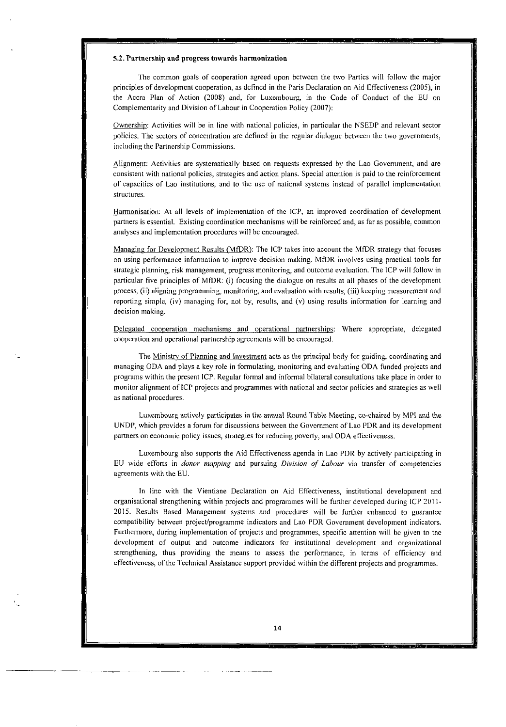### 5.2. Partnership and progress towards harmonization

The common goals of cooperation agreed upon between the two Parties will follow the major principles of development cooperation, as defined in the Paris Declaration on Aid Effectiveness (2005), in the Accra Plan of Action (2008) and, for Luxembourg, in the Code of Conduct of the EU on Complementarity and Division of Labour in Cooperation Policy (2007):

Ownership: Activities will be in line with national policies, in particular the NSEDP and relevant sector policies. The sectors of concentration are defined in the regular dialogue between the two governments, including the Partnership Commissions.

Alignment: Activities are systematically based on requests expressed by the Lao Government, and are consistent with national policies, strategies and action plans. Special attention is paid to the reinforcement of capacities of Lao institutions, and to the use of national systems instead of parallel implementation structures.

Harmonisation: At all levels of implementation of the ICP, an improved coordination of development partners is essential. Existing coordination mechanisms will be reinforced and, as far as possible, common analyses and implementation procedures will be encouraged.

Managing for Development Results (MfDR): The ICP takes into account the MfDR strategy that focuses on using performance information to improve decision making. MfDR involves using practical tools for strategic planning, risk management, progress monitoring, and outcome evaluation. The ICP will follow in particular five principles of MfDR: (i) focusing the dialogue on results at all phases of the development process, (ii) aligning programming, monitoring, and evaluation with results, (iii) keeping measurement and reporting simple, (iv) managing for, not by, results, and (v) using results information for learning and decision making.

Delegated cooperation mechanisms and operational partnerships: Where appropriate, delegated cooperation and operational partnership agreements will be encouraged.

The Ministry of Planning and Investment acts as the principal body for guiding, coordinating and managing ODA and plays a key role in formulating, monitoring and evaluating ODA funded projects and programs within the present ICP. Regular formal and informal bilateral consultations take place in order to monitor alignment of ICP projects and programmes with national and sector policies and strategies as well as national procedures.

Luxembourg actively participates in the annual Round Table Meeting, co-chaired by MPI and the UNDP, which provides a forum for discussions between the Government of Lao PDR and its development partners on economic policy issues, strategies for reducing poverty, and ODA effectiveness.

Luxembourg also supports the Aid Effectiveness agenda in Lao PDR by actively participating in EU wide efforts in *donor mapping* and pursuing *Division of Labour* via transfer of competencies agreements with the EU.

In line with the Vientiane Declaration on Aid Effectiveness, institutional development and organisational strengthening within projects and programmes will be further developed during ICP 2011-2015. Results Based Management systems and procedures will be further enhanced to guarantee compatibility between project/programme indicators and Lao PDR Government development indicators. Furthermore, during implementation of projects and programmes, specific attention will be given to the development of output and outcome indicators for institutional development and organizational strengthening, thus providing the means to assess the performance, in terms of efficiency and effectiveness, of the Technical Assistance support provided within the different projects and programmes.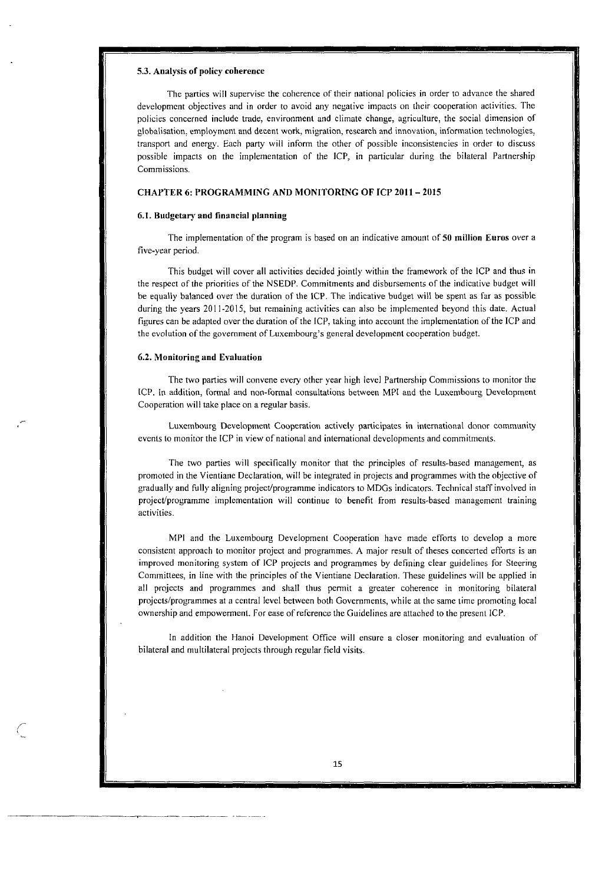### 5.3. Analysis of policy coherence

The parties will supervise the coherence of their national policies in order to advance the shared development objectives and in order to avoid any negative impacts on their cooperation activities. The policies concerned include trade, environment and climate change, agriculture, the social dimension of globalisation, employment and decent work, migration, research and innovation, information technologies, transport and energy. Each party will inform the other of possible inconsistencies in order to discuss possible impacts on the implementation of the ICP, in particular during the bilateral Partnership Commissions.

## CHAPTER 6: PROGRAMMING AND MONITORING OF ICP 2011 – 2015

### 6.1. Budgetary and financial planning

The implementation of the program is based on an indicative amount of **50 million Euros** over a five-year period.

This budget will cover all activities decided jointly within the framework of the ICP and thus in the respect of the priorities of the NSEDP. Commitments and disbursements of the indicative budget will be equally balanced over the duration of the ICP. The indicative budget will be spent as far as possible during the years 2011-2015, but remaining activities can also be implemented beyond this date. Actual figures can be adapted over the duration of the ICP, taking into account the implementation of the ICP and the evolution of the government of Luxembourg's general development cooperation budget.

### 6.2. Monitoring and Evaluation

The two parties will convene every other year high level Partnership Commissions to monitor the ICP. In addition, formal and non-formal consultations between MPI and the Luxembourg Development Cooperation will take place on a regular basis.

Luxembourg Development Cooperation actively participates in international donor community events to monitor the ICP in view of national and international developments and commitments.

The two parties will specifically monitor that the principles of results-based management, as promoted in the Vientiane Declaration, will be integrated in projects and programmes with the objective of gradually and fully aligning project/programme indicators to MDGs indicators. Technical staff involved in project/programme implementation will continue to benefit from results-based management training activities.

MPI and the Luxembourg Development Cooperation have made efforts to develop a more consistent approach to monitor project and programmes. A major result of theses concerted efforts is an improved monitoring system of ICP projects and programmes by defining clear guidelines for Steering Committees, in line with the principles of the Vientiane Declaration. These guidelines will be applied in all projects and programmes and shall thus permit a greater coherence in monitoring bilateral projects/programmes at a central level between both Governments, while at the same time promoting local ownership and empowerment. For ease of reference the Guidelines are attached to the present ICP.

In addition the Hanoi Development Office will ensure a closer monitoring and evaluation of bilateral and multilateral projects through regular field visits.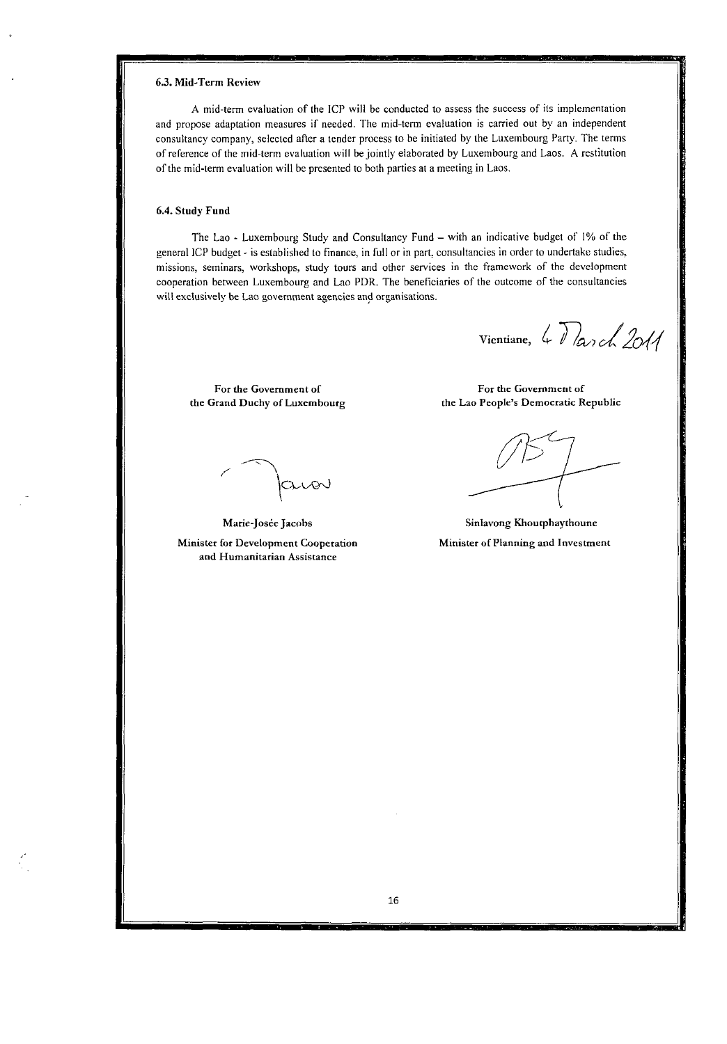### 6.3. Mid-Term Review

A mid-term evaluation of the ICP will be conducted to assess the success of its implementation and propose adaptation measures if needed. The mid-term evaluation is carried out by an independent consultancy company, selected after a tender process to be initiated by the Luxembourg Party. The terms of reference of the mid-term evaluation will be jointly elaborated by Luxembourg and Laos. A restitution of the mid-term evaluation will be presented to both parties at a meeting in Laos.

### 6.4. Study Fund

The Lao - Luxembourg Study and Consultancy Fund – with an indicative budget of 1% of the general ICP budget - is established to finance, in full or in part, consultancies in order to undertake studies, missions, seminars, workshops, study tours and other services in the framework of the development cooperation between Luxembourg and Lao PDR. The beneficiaries of the outcome of the consultancies will exclusively be Lao government agencies and organisations.

Vientiane, 4 March 2011

| For the Government of the Grand Duchy of Luxembourg | For the Government of the Lao People's Democratic Republic |
| --- | --- |
| Marie-Josée Jacobs | Sinlavong Khoutphaythoune |
| Minister for Development Cooperation and Humanitarian Assistance | Minister of Planning and Investment |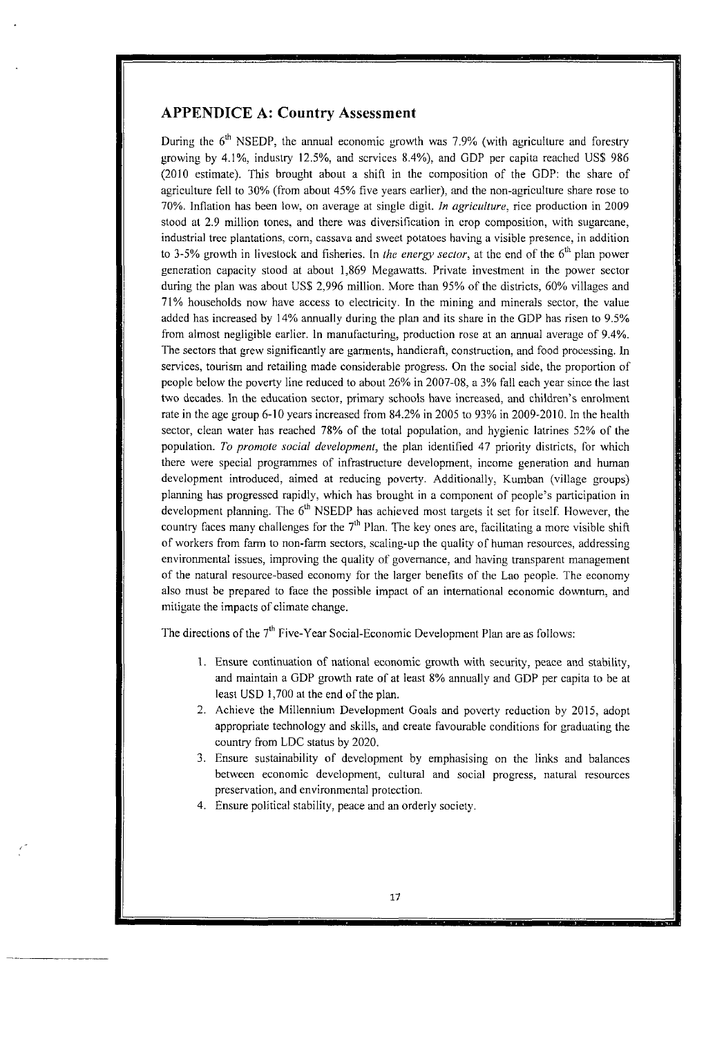## APPENDICE A: Country Assessment

During the 6th NSEDP, the annual economic growth was 7.9% (with agriculture and forestry growing by 4.1%, industry 12.5%, and services 8.4%), and GDP per capita reached US$ 986 (2010 estimate). This brought about a shift in the composition of the GDP: the share of agriculture fell to 30% (from about 45% five years earlier), and the non-agriculture share rose to 70%. Inflation has been low, on average at single digit. *In agriculture*, rice production in 2009 stood at 2.9 million tones, and there was diversification in crop composition, with sugarcane, industrial tree plantations, corn, cassava and sweet potatoes having a visible presence, in addition to 3-5% growth in livestock and fisheries. In *the energy sector*, at the end of the 6th plan power generation capacity stood at about 1,869 Megawatts. Private investment in the power sector during the plan was about US$ 2,996 million. More than 95% of the districts, 60% villages and 71% households now have access to electricity. In the mining and minerals sector, the value added has increased by 14% annually during the plan and its share in the GDP has risen to 9.5% from almost negligible earlier. In manufacturing, production rose at an annual average of 9.4%. The sectors that grew significantly are garments, handicraft, construction, and food processing. In services, tourism and retailing made considerable progress. On the social side, the proportion of people below the poverty line reduced to about 26% in 2007-08, a 3% fall each year since the last two decades. In the education sector, primary schools have increased, and children's enrolment rate in the age group 6-10 years increased from 84.2% in 2005 to 93% in 2009-2010. In the health sector, clean water has reached 78% of the total population, and hygienic latrines 52% of the population. *To promote social development*, the plan identified 47 priority districts, for which there were special programmes of infrastructure development, income generation and human development introduced, aimed at reducing poverty. Additionally, Kumban (village groups) planning has progressed rapidly, which has brought in a component of people's participation in development planning. The 6th NSEDP has achieved most targets it set for itself. However, the country faces many challenges for the 7th Plan. The key ones are, facilitating a more visible shift of workers from farm to non-farm sectors, scaling-up the quality of human resources, addressing environmental issues, improving the quality of governance, and having transparent management of the natural resource-based economy for the larger benefits of the Lao people. The economy also must be prepared to face the possible impact of an international economic downturn, and mitigate the impacts of climate change.

The directions of the 7th Five-Year Social-Economic Development Plan are as follows:

1. Ensure continuation of national economic growth with security, peace and stability, and maintain a GDP growth rate of at least 8% annually and GDP per capita to be at least USD 1,700 at the end of the plan.
2. Achieve the Millennium Development Goals and poverty reduction by 2015, adopt appropriate technology and skills, and create favourable conditions for graduating the country from LDC status by 2020.
3. Ensure sustainability of development by emphasising on the links and balances between economic development, cultural and social progress, natural resources preservation, and environmental protection.
4. Ensure political stability, peace and an orderly society.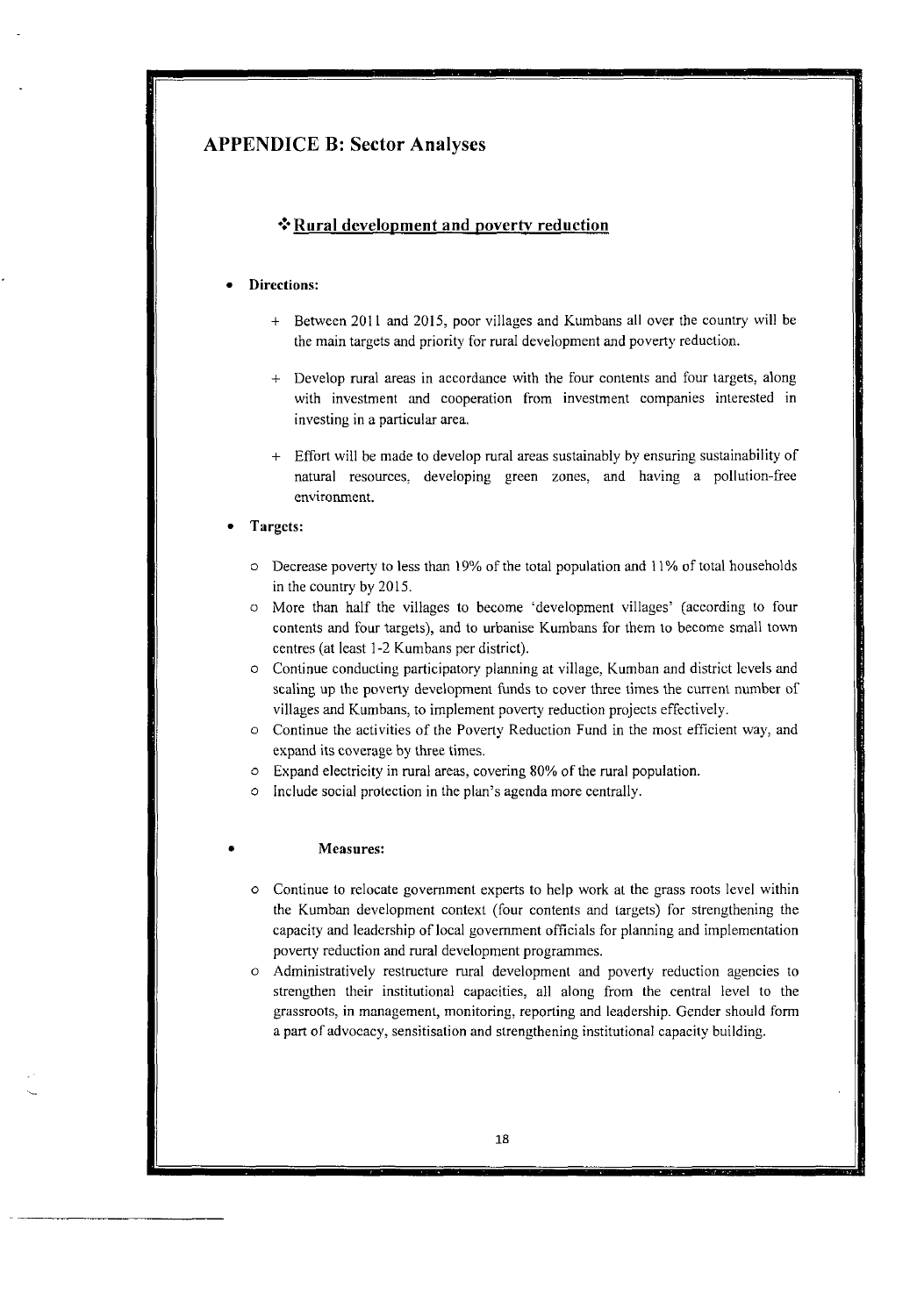# APPENDICE B: Sector Analyses

## ❖ Rural development and poverty reduction

- **Directions:**

    + Between 2011 and 2015, poor villages and Kumbans all over the country will be the main targets and priority for rural development and poverty reduction.

    + Develop rural areas in accordance with the four contents and four targets, along with investment and cooperation from investment companies interested in investing in a particular area.

    + Effort will be made to develop rural areas sustainably by ensuring sustainability of natural resources, developing green zones, and having a pollution-free environment.

- **Targets:**

    - Decrease poverty to less than 19% of the total population and 11% of total households in the country by 2015.
    - More than half the villages to become 'development villages' (according to four contents and four targets), and to urbanise Kumbans for them to become small town centres (at least 1-2 Kumbans per district).
    - Continue conducting participatory planning at village, Kumban and district levels and scaling up the poverty development funds to cover three times the current number of villages and Kumbans, to implement poverty reduction projects effectively.
    - Continue the activities of the Poverty Reduction Fund in the most efficient way, and expand its coverage by three times.
    - Expand electricity in rural areas, covering 80% of the rural population.
    - Include social protection in the plan's agenda more centrally.

- **Measures:**

    - Continue to relocate government experts to help work at the grass roots level within the Kumban development context (four contents and targets) for strengthening the capacity and leadership of local government officials for planning and implementation poverty reduction and rural development programmes.
    - Administratively restructure rural development and poverty reduction agencies to strengthen their institutional capacities, all along from the central level to the grassroots, in management, monitoring, reporting and leadership. Gender should form a part of advocacy, sensitisation and strengthening institutional capacity building.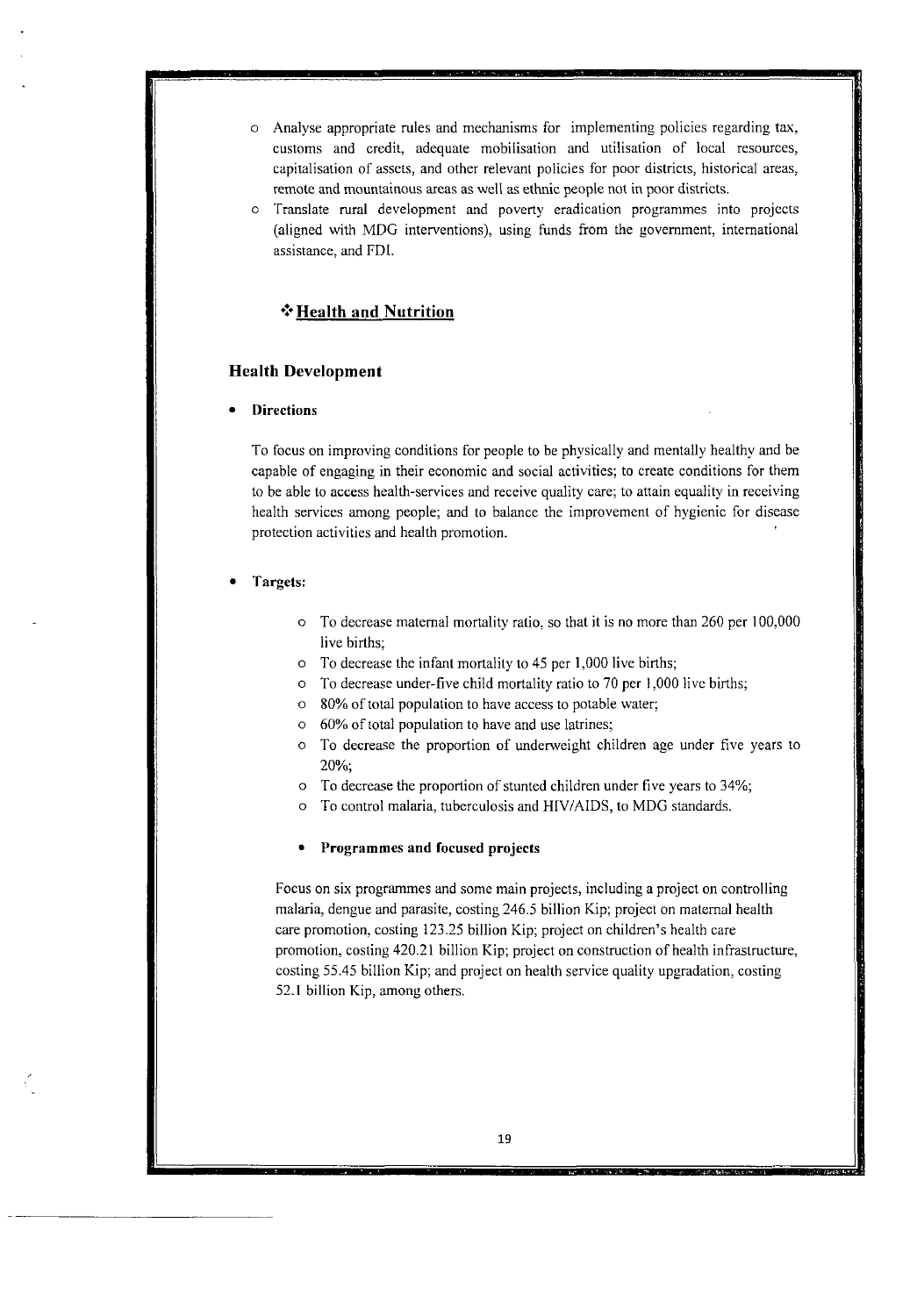- Analyse appropriate rules and mechanisms for implementing policies regarding tax, customs and credit, adequate mobilisation and utilisation of local resources, capitalisation of assets, and other relevant policies for poor districts, historical areas, remote and mountainous areas as well as ethnic people not in poor districts.
- Translate rural development and poverty eradication programmes into projects (aligned with MDG interventions), using funds from the government, international assistance, and FDI.

## ❖ Health and Nutrition

### Health Development

- **Directions**

To focus on improving conditions for people to be physically and mentally healthy and be capable of engaging in their economic and social activities; to create conditions for them to be able to access health-services and receive quality care; to attain equality in receiving health services among people; and to balance the improvement of hygienic for disease protection activities and health promotion.

- **Targets:**

  - To decrease maternal mortality ratio, so that it is no more than 260 per 100,000 live births;
  - To decrease the infant mortality to 45 per 1,000 live births;
  - To decrease under-five child mortality ratio to 70 per 1,000 live births;
  - 80% of total population to have access to potable water;
  - 60% of total population to have and use latrines;
  - To decrease the proportion of underweight children age under five years to 20%;
  - To decrease the proportion of stunted children under five years to 34%;
  - To control malaria, tuberculosis and HIV/AIDS, to MDG standards.

- **Programmes and focused projects**

Focus on six programmes and some main projects, including a project on controlling malaria, dengue and parasite, costing 246.5 billion Kip; project on maternal health care promotion, costing 123.25 billion Kip; project on children's health care promotion, costing 420.21 billion Kip; project on construction of health infrastructure, costing 55.45 billion Kip; and project on health service quality upgradation, costing 52.1 billion Kip, among others.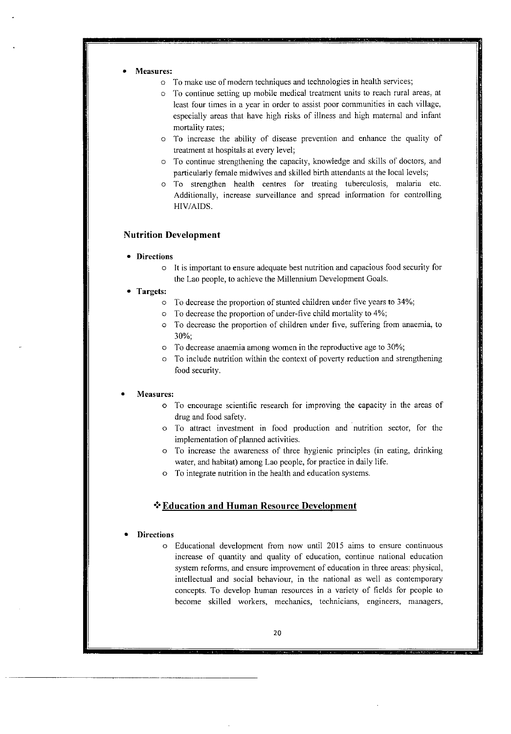- **Measures:**
    - To make use of modern techniques and technologies in health services;
    - To continue setting up mobile medical treatment units to reach rural areas, at least four times in a year in order to assist poor communities in each village, especially areas that have high risks of illness and high maternal and infant mortality rates;
    - To increase the ability of disease prevention and enhance the quality of treatment at hospitals at every level;
    - To continue strengthening the capacity, knowledge and skills of doctors, and particularly female midwives and skilled birth attendants at the local levels;
    - To strengthen health centres for treating tuberculosis, malaria etc. Additionally, increase surveillance and spread information for controlling HIV/AIDS.

### Nutrition Development

- **Directions**
    - It is important to ensure adequate best nutrition and capacious food security for the Lao people, to achieve the Millennium Development Goals.
- **Targets:**
    - To decrease the proportion of stunted children under five years to 34%;
    - To decrease the proportion of under-five child mortality to 4%;
    - To decrease the proportion of children under five, suffering from anaemia, to 30%;
    - To decrease anaemia among women in the reproductive age to 30%;
    - To include nutrition within the context of poverty reduction and strengthening food security.

- **Measures:**
    - To encourage scientific research for improving the capacity in the areas of drug and food safety.
    - To attract investment in food production and nutrition sector, for the implementation of planned activities.
    - To increase the awareness of three hygienic principles (in eating, drinking water, and habitat) among Lao people, for practice in daily life.
    - To integrate nutrition in the health and education systems.

### ❖ Education and Human Resource Development

- **Directions**
    - Educational development from now until 2015 aims to ensure continuous increase of quantity and quality of education, continue national education system reforms, and ensure improvement of education in three areas: physical, intellectual and social behaviour, in the national as well as contemporary concepts. To develop human resources in a variety of fields for people to become skilled workers, mechanics, technicians, engineers, managers,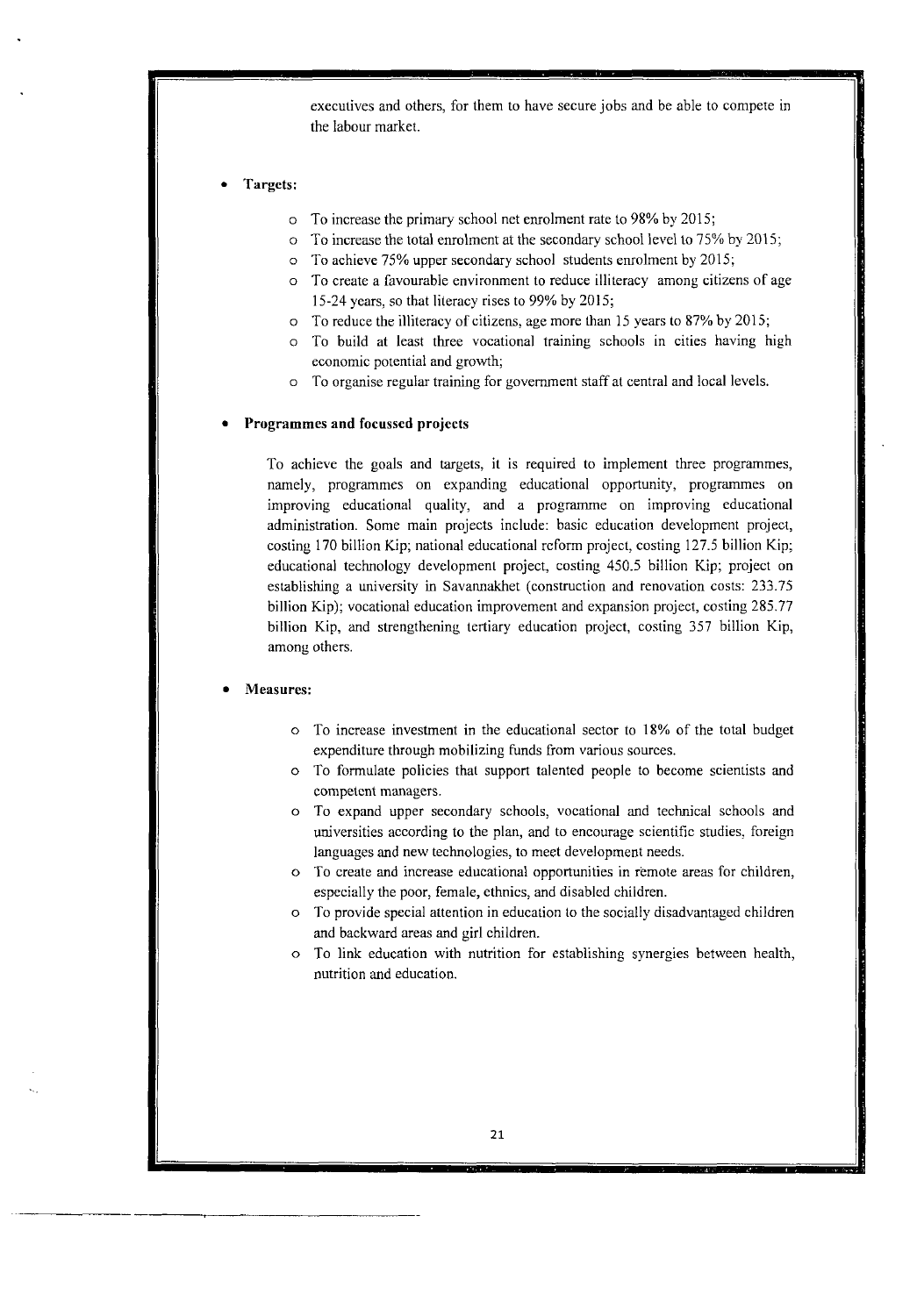executives and others, for them to have secure jobs and be able to compete in the labour market.

- **Targets:**
  - To increase the primary school net enrolment rate to 98% by 2015;
  - To increase the total enrolment at the secondary school level to 75% by 2015;
  - To achieve 75% upper secondary school students enrolment by 2015;
  - To create a favourable environment to reduce illiteracy among citizens of age 15-24 years, so that literacy rises to 99% by 2015;
  - To reduce the illiteracy of citizens, age more than 15 years to 87% by 2015;
  - To build at least three vocational training schools in cities having high economic potential and growth;
  - To organise regular training for government staff at central and local levels.

- **Programmes and focussed projects**

  To achieve the goals and targets, it is required to implement three programmes, namely, programmes on expanding educational opportunity, programmes on improving educational quality, and a programme on improving educational administration. Some main projects include: basic education development project, costing 170 billion Kip; national educational reform project, costing 127.5 billion Kip; educational technology development project, costing 450.5 billion Kip; project on establishing a university in Savannakhet (construction and renovation costs: 233.75 billion Kip); vocational education improvement and expansion project, costing 285.77 billion Kip, and strengthening tertiary education project, costing 357 billion Kip, among others.

- **Measures:**
  - To increase investment in the educational sector to 18% of the total budget expenditure through mobilizing funds from various sources.
  - To formulate policies that support talented people to become scientists and competent managers.
  - To expand upper secondary schools, vocational and technical schools and universities according to the plan, and to encourage scientific studies, foreign languages and new technologies, to meet development needs.
  - To create and increase educational opportunities in remote areas for children, especially the poor, female, ethnics, and disabled children.
  - To provide special attention in education to the socially disadvantaged children and backward areas and girl children.
  - To link education with nutrition for establishing synergies between health, nutrition and education.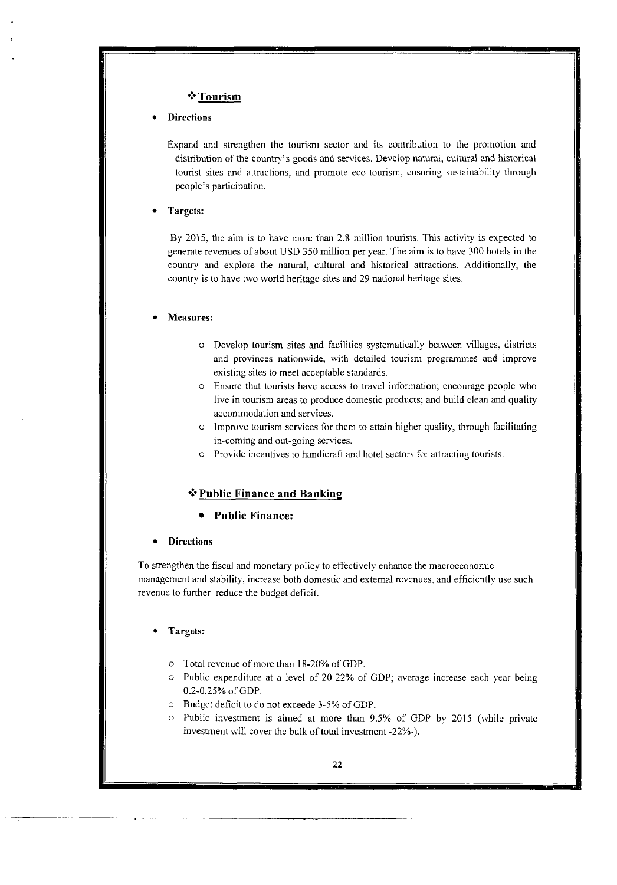## ❖ Tourism

- **Directions**

Expand and strengthen the tourism sector and its contribution to the promotion and distribution of the country's goods and services. Develop natural, cultural and historical tourist sites and attractions, and promote eco-tourism, ensuring sustainability through people's participation.

- **Targets:**

By 2015, the aim is to have more than 2.8 million tourists. This activity is expected to generate revenues of about USD 350 million per year. The aim is to have 300 hotels in the country and explore the natural, cultural and historical attractions. Additionally, the country is to have two world heritage sites and 29 national heritage sites.

- **Measures:**
  - Develop tourism sites and facilities systematically between villages, districts and provinces nationwide, with detailed tourism programmes and improve existing sites to meet acceptable standards.
  - Ensure that tourists have access to travel information; encourage people who live in tourism areas to produce domestic products; and build clean and quality accommodation and services.
  - Improve tourism services for them to attain higher quality, through facilitating in-coming and out-going services.
  - Provide incentives to handicraft and hotel sectors for attracting tourists.

## ❖ Public Finance and Banking

- **Public Finance:**

- **Directions**

To strengthen the fiscal and monetary policy to effectively enhance the macroeconomic management and stability, increase both domestic and external revenues, and efficiently use such revenue to further reduce the budget deficit.

- **Targets:**
  - Total revenue of more than 18-20% of GDP.
  - Public expenditure at a level of 20-22% of GDP; average increase each year being 0.2-0.25% of GDP.
  - Budget deficit to do not exceede 3-5% of GDP.
  - Public investment is aimed at more than 9.5% of GDP by 2015 (while private investment will cover the bulk of total investment -22%-).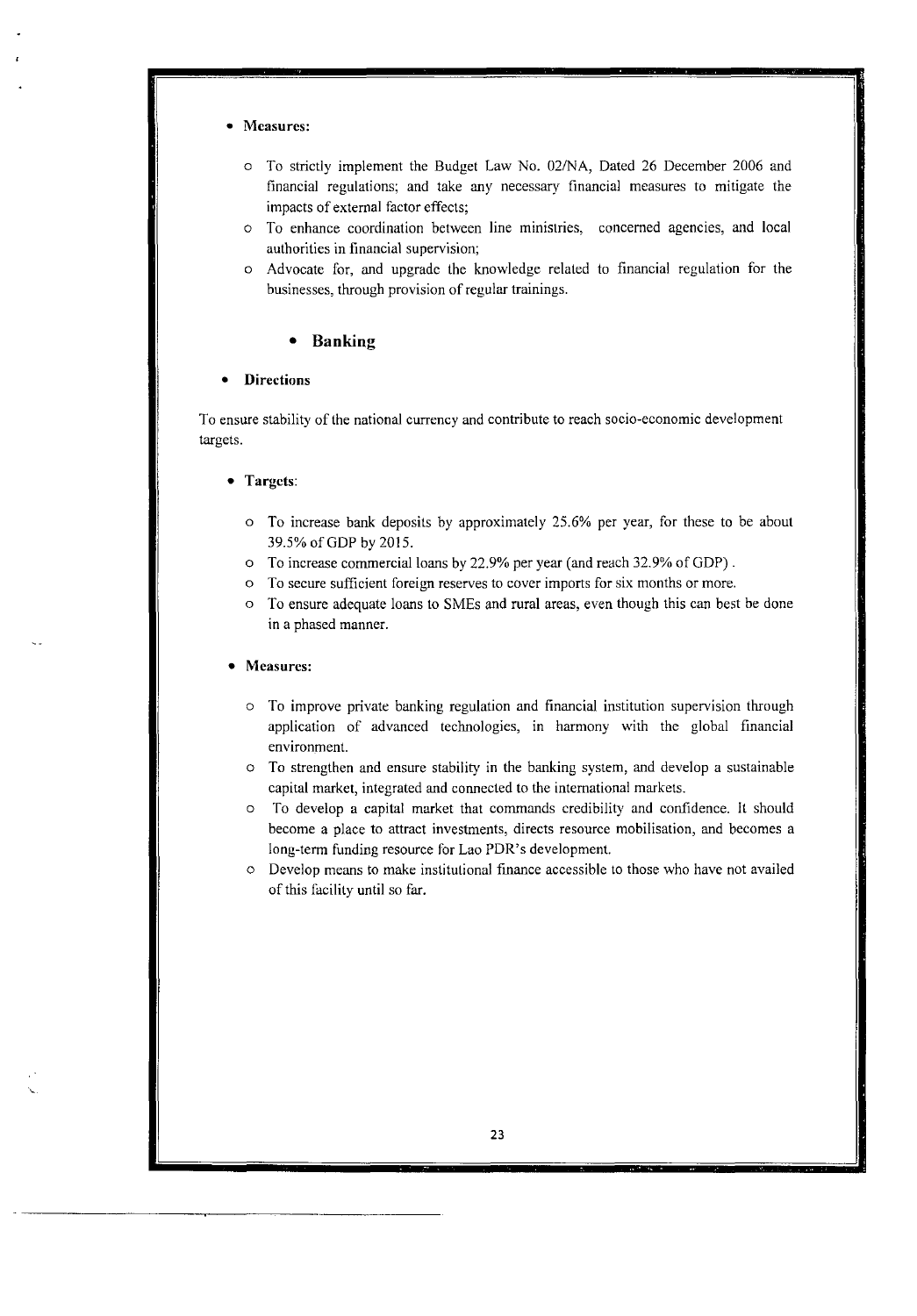- **Measures:**
  - To strictly implement the Budget Law No. 02/NA, Dated 26 December 2006 and financial regulations; and take any necessary financial measures to mitigate the impacts of external factor effects;
  - To enhance coordination between line ministries, concerned agencies, and local authorities in financial supervision;
  - Advocate for, and upgrade the knowledge related to financial regulation for the businesses, through provision of regular trainings.

- **Banking**

- **Directions**

To ensure stability of the national currency and contribute to reach socio-economic development targets.

- **Targets**:
  - To increase bank deposits by approximately 25.6% per year, for these to be about 39.5% of GDP by 2015.
  - To increase commercial loans by 22.9% per year (and reach 32.9% of GDP) .
  - To secure sufficient foreign reserves to cover imports for six months or more.
  - To ensure adequate loans to SMEs and rural areas, even though this can best be done in a phased manner.

- **Measures:**
  - To improve private banking regulation and financial institution supervision through application of advanced technologies, in harmony with the global financial environment.
  - To strengthen and ensure stability in the banking system, and develop a sustainable capital market, integrated and connected to the international markets.
  - To develop a capital market that commands credibility and confidence. It should become a place to attract investments, directs resource mobilisation, and becomes a long-term funding resource for Lao PDR's development.
  - Develop means to make institutional finance accessible to those who have not availed of this facility until so far.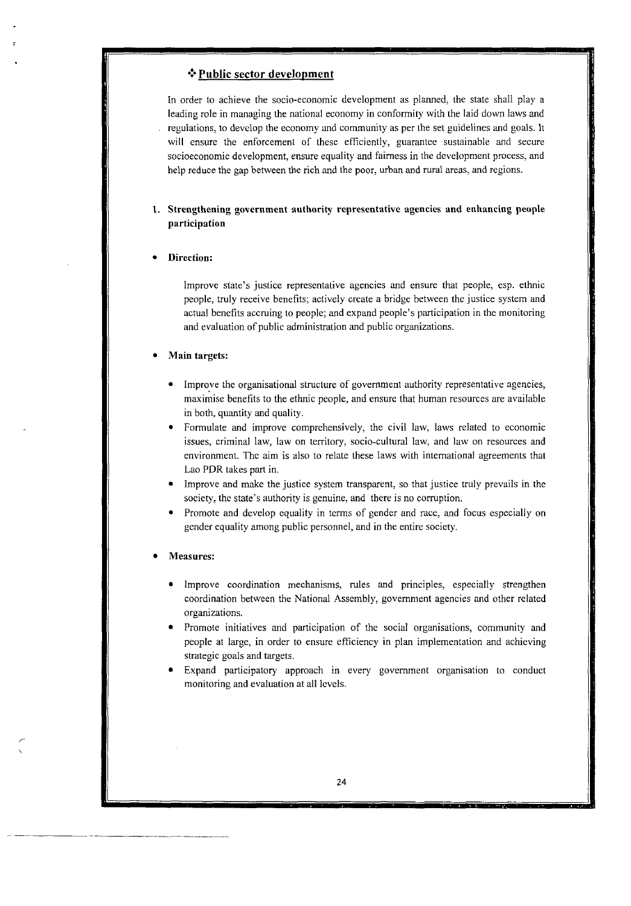## ❖ Public sector development

In order to achieve the socio-economic development as planned, the state shall play a leading role in managing the national economy in conformity with the laid down laws and regulations, to develop the economy and community as per the set guidelines and goals. It will ensure the enforcement of these efficiently, guarantee sustainable and secure socioeconomic development, ensure equality and fairness in the development process, and help reduce the gap between the rich and the poor, urban and rural areas, and regions.

### 1. Strengthening government authority representative agencies and enhancing people participation

- **Direction:**

  Improve state's justice representative agencies and ensure that people, esp. ethnic people, truly receive benefits; actively create a bridge between the justice system and actual benefits accruing to people; and expand people's participation in the monitoring and evaluation of public administration and public organizations.

- **Main targets:**
  - Improve the organisational structure of government authority representative agencies, maximise benefits to the ethnic people, and ensure that human resources are available in both, quantity and quality.
  - Formulate and improve comprehensively, the civil law, laws related to economic issues, criminal law, law on territory, socio-cultural law, and law on resources and environment. The aim is also to relate these laws with international agreements that Lao PDR takes part in.
  - Improve and make the justice system transparent, so that justice truly prevails in the society, the state's authority is genuine, and there is no corruption.
  - Promote and develop equality in terms of gender and race, and focus especially on gender equality among public personnel, and in the entire society.

- **Measures:**
  - Improve coordination mechanisms, rules and principles, especially strengthen coordination between the National Assembly, government agencies and other related organizations.
  - Promote initiatives and participation of the social organisations, community and people at large, in order to ensure efficiency in plan implementation and achieving strategic goals and targets.
  - Expand participatory approach in every government organisation to conduct monitoring and evaluation at all levels.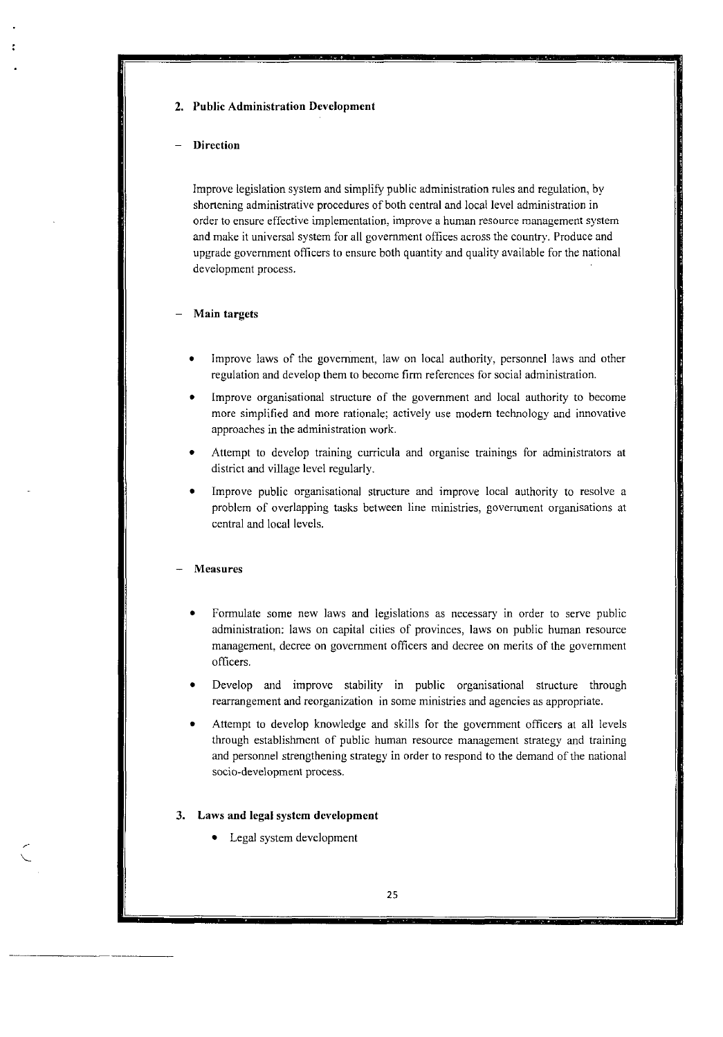## 2. Public Administration Development

- **Direction**

Improve legislation system and simplify public administration rules and regulation, by shortening administrative procedures of both central and local level administration in order to ensure effective implementation, improve a human resource management system and make it universal system for all government offices across the country. Produce and upgrade government officers to ensure both quantity and quality available for the national development process.

- **Main targets**

  - Improve laws of the government, law on local authority, personnel laws and other regulation and develop them to become firm references for social administration.
  - Improve organisational structure of the government and local authority to become more simplified and more rationale; actively use modern technology and innovative approaches in the administration work.
  - Attempt to develop training curricula and organise trainings for administrators at district and village level regularly.
  - Improve public organisational structure and improve local authority to resolve a problem of overlapping tasks between line ministries, government organisations at central and local levels.

- **Measures**

  - Formulate some new laws and legislations as necessary in order to serve public administration: laws on capital cities of provinces, laws on public human resource management, decree on government officers and decree on merits of the government officers.
  - Develop and improve stability in public organisational structure through rearrangement and reorganization in some ministries and agencies as appropriate.
  - Attempt to develop knowledge and skills for the government officers at all levels through establishment of public human resource management strategy and training and personnel strengthening strategy in order to respond to the demand of the national socio-development process.

## 3. Laws and legal system development

- Legal system development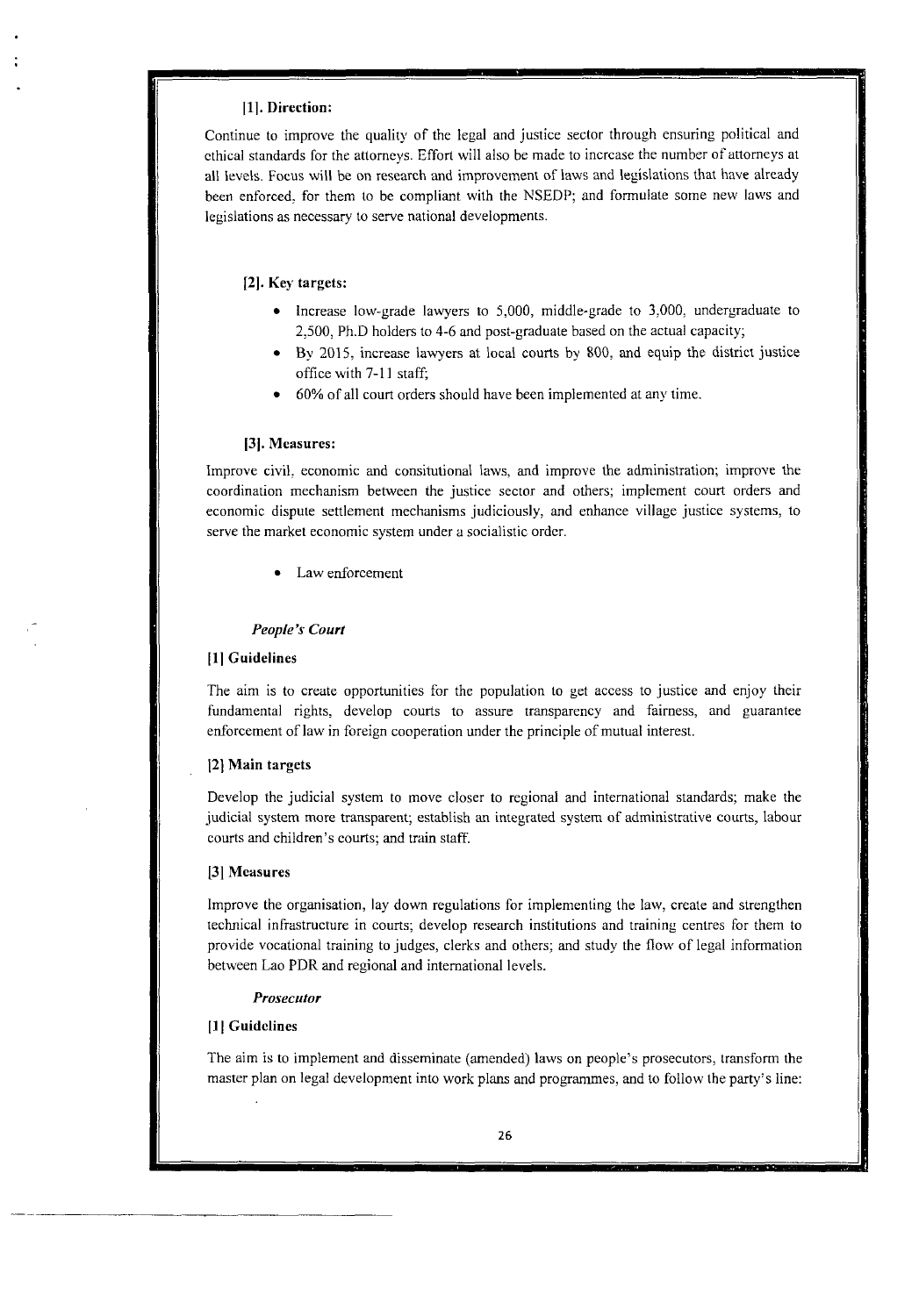**[1]. Direction:**

Continue to improve the quality of the legal and justice sector through ensuring political and ethical standards for the attorneys. Effort will also be made to increase the number of attorneys at all levels. Focus will be on research and improvement of laws and legislations that have already been enforced, for them to be compliant with the NSEDP; and formulate some new laws and legislations as necessary to serve national developments.

**[2]. Key targets:**

- Increase low-grade lawyers to 5,000, middle-grade to 3,000, undergraduate to 2,500, Ph.D holders to 4-6 and post-graduate based on the actual capacity;
- By 2015, increase lawyers at local courts by 800, and equip the district justice office with 7-11 staff;
- 60% of all court orders should have been implemented at any time.

**[3]. Measures:**

Improve civil, economic and consitutional laws, and improve the administration; improve the coordination mechanism between the justice sector and others; implement court orders and economic dispute settlement mechanisms judiciously, and enhance village justice systems, to serve the market economic system under a socialistic order.

- Law enforcement

***People's Court***

**[1] Guidelines**

The aim is to create opportunities for the population to get access to justice and enjoy their fundamental rights, develop courts to assure transparency and fairness, and guarantee enforcement of law in foreign cooperation under the principle of mutual interest.

**[2] Main targets**

Develop the judicial system to move closer to regional and international standards; make the judicial system more transparent; establish an integrated system of administrative courts, labour courts and children's courts; and train staff.

**[3] Measures**

Improve the organisation, lay down regulations for implementing the law, create and strengthen technical infrastructure in courts; develop research institutions and training centres for them to provide vocational training to judges, clerks and others; and study the flow of legal information between Lao PDR and regional and international levels.

***Prosecutor***

**[1] Guidelines**

The aim is to implement and disseminate (amended) laws on people's prosecutors, transform the master plan on legal development into work plans and programmes, and to follow the party's line: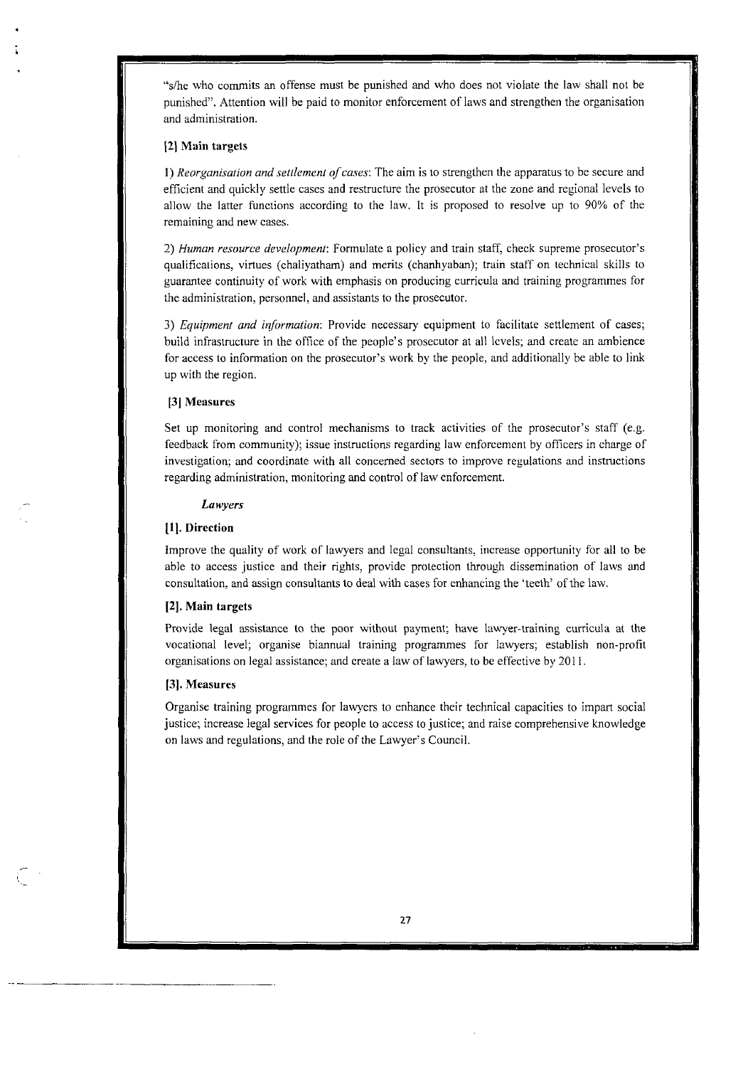"s/he who commits an offense must be punished and who does not violate the law shall not be punished". Attention will be paid to monitor enforcement of laws and strengthen the organisation and administration.

**[2] Main targets**

1) *Reorganisation and settlement of cases*: The aim is to strengthen the apparatus to be secure and efficient and quickly settle cases and restructure the prosecutor at the zone and regional levels to allow the latter functions according to the law. It is proposed to resolve up to 90% of the remaining and new cases.

2) *Human resource development*: Formulate a policy and train staff, check supreme prosecutor's qualifications, virtues (chaliyatham) and merits (chanhyaban); train staff on technical skills to guarantee continuity of work with emphasis on producing curricula and training programmes for the administration, personnel, and assistants to the prosecutor.

3) *Equipment and information*: Provide necessary equipment to facilitate settlement of cases; build infrastructure in the office of the people's prosecutor at all levels; and create an ambience for access to information on the prosecutor's work by the people, and additionally be able to link up with the region.

**[3] Measures**

Set up monitoring and control mechanisms to track activities of the prosecutor's staff (e.g. feedback from community); issue instructions regarding law enforcement by officers in charge of investigation; and coordinate with all concerned sectors to improve regulations and instructions regarding administration, monitoring and control of law enforcement.

***Lawyers***

**[1]. Direction**

Improve the quality of work of lawyers and legal consultants, increase opportunity for all to be able to access justice and their rights, provide protection through dissemination of laws and consultation, and assign consultants to deal with cases for enhancing the 'teeth' of the law.

**[2]. Main targets**

Provide legal assistance to the poor without payment; have lawyer-training curricula at the vocational level; organise biannual training programmes for lawyers; establish non-profit organisations on legal assistance; and create a law of lawyers, to be effective by 2011.

**[3]. Measures**

Organise training programmes for lawyers to enhance their technical capacities to impart social justice; increase legal services for people to access to justice; and raise comprehensive knowledge on laws and regulations, and the role of the Lawyer's Council.